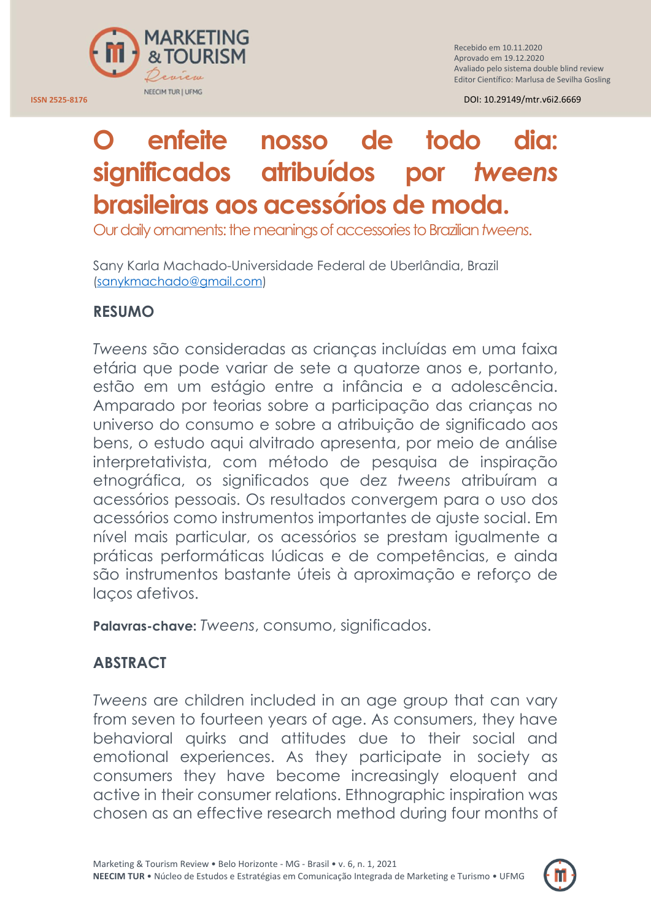ISSN 2525-8176

Recebido em 10.11.2020
Aprovado em 19.12.2020
Avaliado pelo sistema double blind review
Editor Científico: Marlusa de Sevilha Gosling

DOI: 10.29149/mtr.v6i2.6669

# O enfeite nosso de todo dia: significados atribuídos por *tweens* brasileiras aos acessórios de moda.

Our daily ornaments: the meanings of accessories to Brazilian *tweens*.

Sany Karla Machado-Universidade Federal de Uberlândia, Brazil
(sanykmachado@gmail.com)

## RESUMO

*Tweens* são consideradas as crianças incluídas em uma faixa etária que pode variar de sete a quatorze anos e, portanto, estão em um estágio entre a infância e a adolescência. Amparado por teorias sobre a participação das crianças no universo do consumo e sobre a atribuição de significado aos bens, o estudo aqui alvitrado apresenta, por meio de análise interpretativista, com método de pesquisa de inspiração etnográfica, os significados que dez *tweens* atribuíram a acessórios pessoais. Os resultados convergem para o uso dos acessórios como instrumentos importantes de ajuste social. Em nível mais particular, os acessórios se prestam igualmente a práticas performáticas lúdicas e de competências, e ainda são instrumentos bastante úteis à aproximação e reforço de laços afetivos.

**Palavras-chave:** *Tweens*, consumo, significados.

## ABSTRACT

*Tweens* are children included in an age group that can vary from seven to fourteen years of age. As consumers, they have behavioral quirks and attitudes due to their social and emotional experiences. As they participate in society as consumers they have become increasingly eloquent and active in their consumer relations. Ethnographic inspiration was chosen as an effective research method during four months of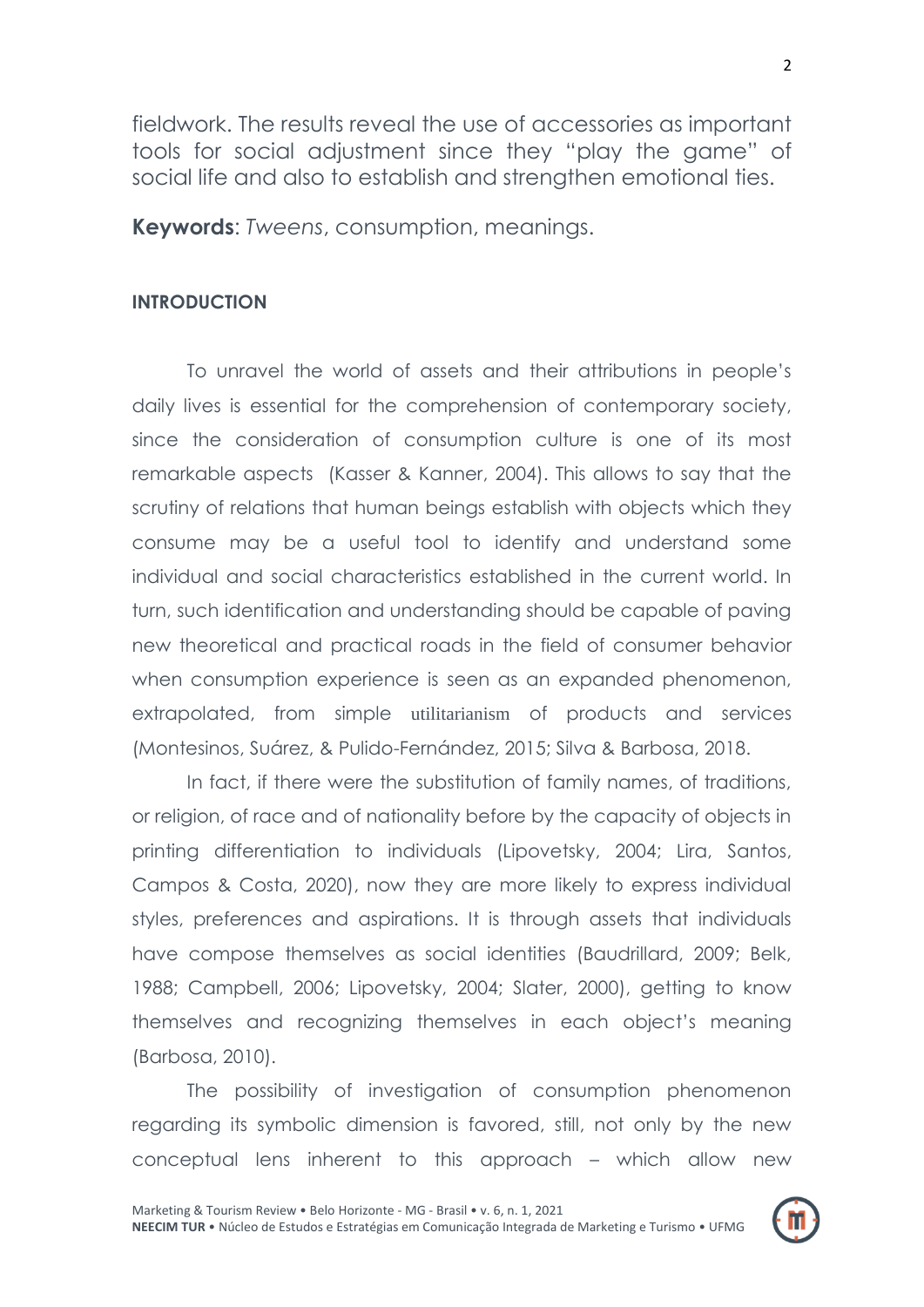fieldwork. The results reveal the use of accessories as important tools for social adjustment since they "play the game" of social life and also to establish and strengthen emotional ties.

**Keywords**: *Tweens*, consumption, meanings.

## INTRODUCTION

To unravel the world of assets and their attributions in people's daily lives is essential for the comprehension of contemporary society, since the consideration of consumption culture is one of its most remarkable aspects (Kasser & Kanner, 2004). This allows to say that the scrutiny of relations that human beings establish with objects which they consume may be a useful tool to identify and understand some individual and social characteristics established in the current world. In turn, such identification and understanding should be capable of paving new theoretical and practical roads in the field of consumer behavior when consumption experience is seen as an expanded phenomenon, extrapolated, from simple utilitarianism of products and services (Montesinos, Suárez, & Pulido-Fernández, 2015; Silva & Barbosa, 2018.

In fact, if there were the substitution of family names, of traditions, or religion, of race and of nationality before by the capacity of objects in printing differentiation to individuals (Lipovetsky, 2004; Lira, Santos, Campos & Costa, 2020), now they are more likely to express individual styles, preferences and aspirations. It is through assets that individuals have compose themselves as social identities (Baudrillard, 2009; Belk, 1988; Campbell, 2006; Lipovetsky, 2004; Slater, 2000), getting to know themselves and recognizing themselves in each object's meaning (Barbosa, 2010).

The possibility of investigation of consumption phenomenon regarding its symbolic dimension is favored, still, not only by the new conceptual lens inherent to this approach – which allow new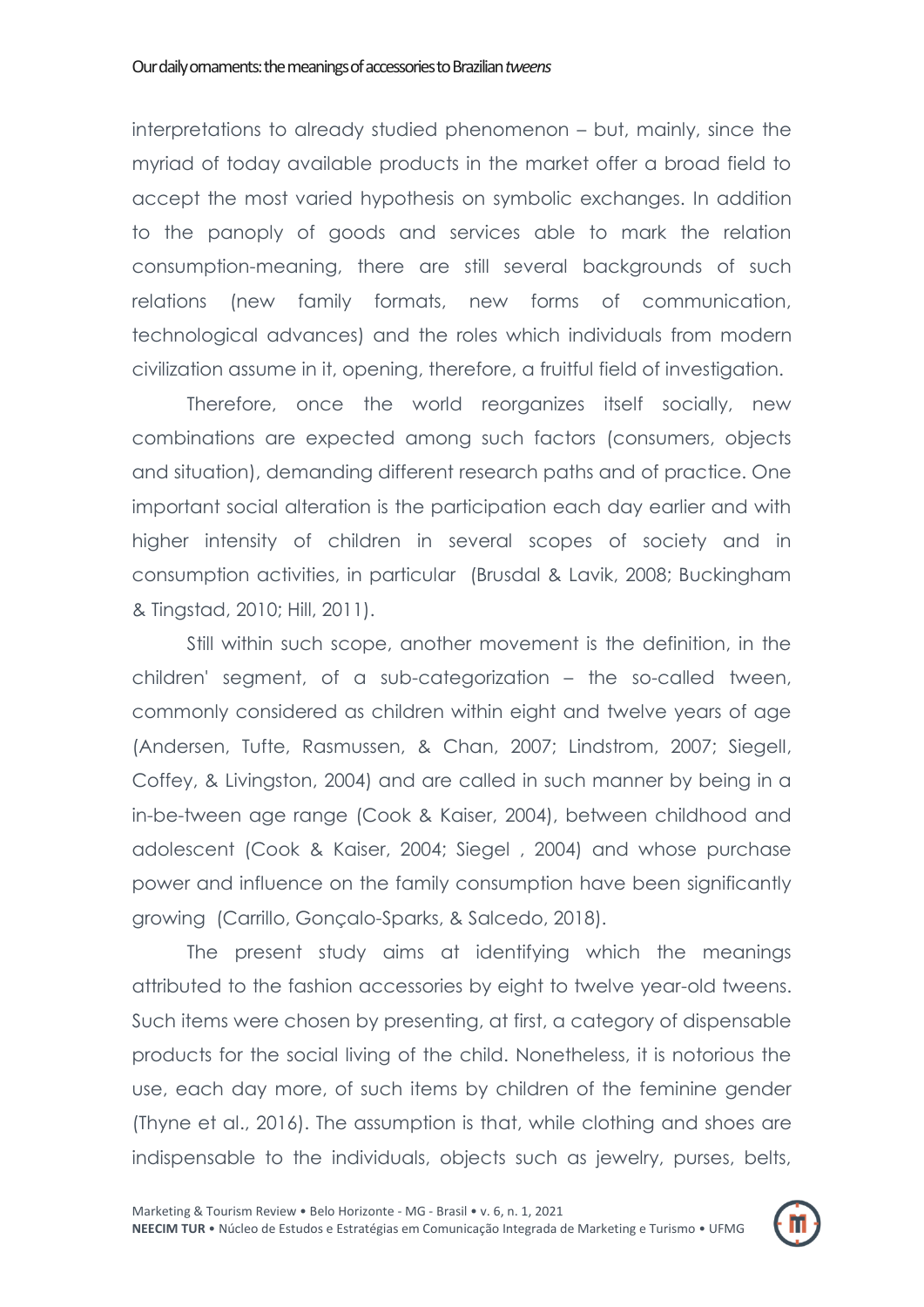interpretations to already studied phenomenon – but, mainly, since the myriad of today available products in the market offer a broad field to accept the most varied hypothesis on symbolic exchanges. In addition to the panoply of goods and services able to mark the relation consumption-meaning, there are still several backgrounds of such relations (new family formats, new forms of communication, technological advances) and the roles which individuals from modern civilization assume in it, opening, therefore, a fruitful field of investigation.

Therefore, once the world reorganizes itself socially, new combinations are expected among such factors (consumers, objects and situation), demanding different research paths and of practice. One important social alteration is the participation each day earlier and with higher intensity of children in several scopes of society and in consumption activities, in particular (Brusdal & Lavik, 2008; Buckingham & Tingstad, 2010; Hill, 2011).

Still within such scope, another movement is the definition, in the children' segment, of a sub-categorization – the so-called tween, commonly considered as children within eight and twelve years of age (Andersen, Tufte, Rasmussen, & Chan, 2007; Lindstrom, 2007; Siegell, Coffey, & Livingston, 2004) and are called in such manner by being in a in-be-tween age range (Cook & Kaiser, 2004), between childhood and adolescent (Cook & Kaiser, 2004; Siegel , 2004) and whose purchase power and influence on the family consumption have been significantly growing (Carrillo, Gonçalo-Sparks, & Salcedo, 2018).

The present study aims at identifying which the meanings attributed to the fashion accessories by eight to twelve year-old tweens. Such items were chosen by presenting, at first, a category of dispensable products for the social living of the child. Nonetheless, it is notorious the use, each day more, of such items by children of the feminine gender (Thyne et al., 2016). The assumption is that, while clothing and shoes are indispensable to the individuals, objects such as jewelry, purses, belts,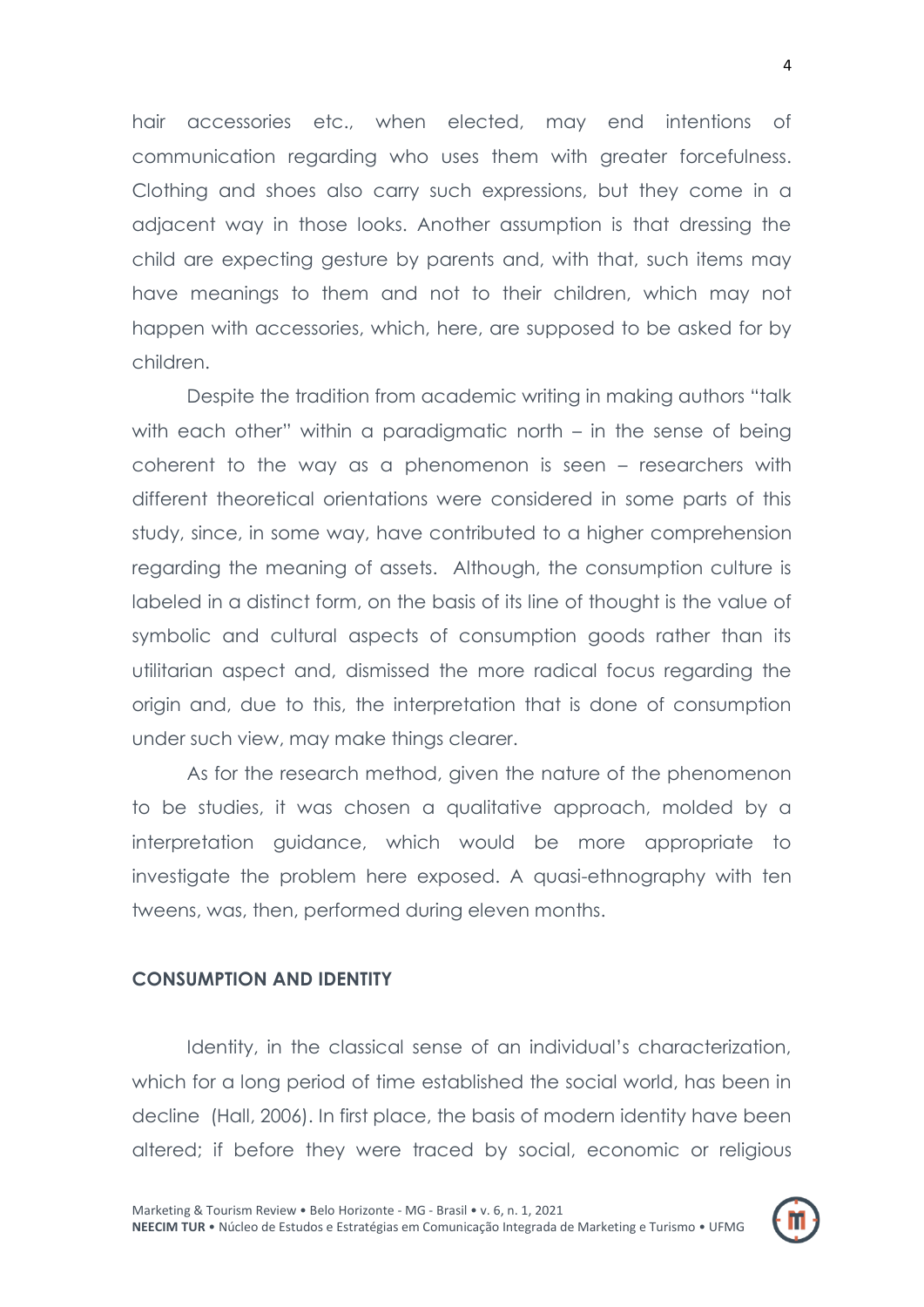hair accessories etc., when elected, may end intentions of communication regarding who uses them with greater forcefulness. Clothing and shoes also carry such expressions, but they come in a adjacent way in those looks. Another assumption is that dressing the child are expecting gesture by parents and, with that, such items may have meanings to them and not to their children, which may not happen with accessories, which, here, are supposed to be asked for by children.

Despite the tradition from academic writing in making authors "talk with each other" within a paradigmatic north – in the sense of being coherent to the way as a phenomenon is seen – researchers with different theoretical orientations were considered in some parts of this study, since, in some way, have contributed to a higher comprehension regarding the meaning of assets. Although, the consumption culture is labeled in a distinct form, on the basis of its line of thought is the value of symbolic and cultural aspects of consumption goods rather than its utilitarian aspect and, dismissed the more radical focus regarding the origin and, due to this, the interpretation that is done of consumption under such view, may make things clearer.

As for the research method, given the nature of the phenomenon to be studies, it was chosen a qualitative approach, molded by a interpretation guidance, which would be more appropriate to investigate the problem here exposed. A quasi-ethnography with ten tweens, was, then, performed during eleven months.

## CONSUMPTION AND IDENTITY

Identity, in the classical sense of an individual's characterization, which for a long period of time established the social world, has been in decline (Hall, 2006). In first place, the basis of modern identity have been altered; if before they were traced by social, economic or religious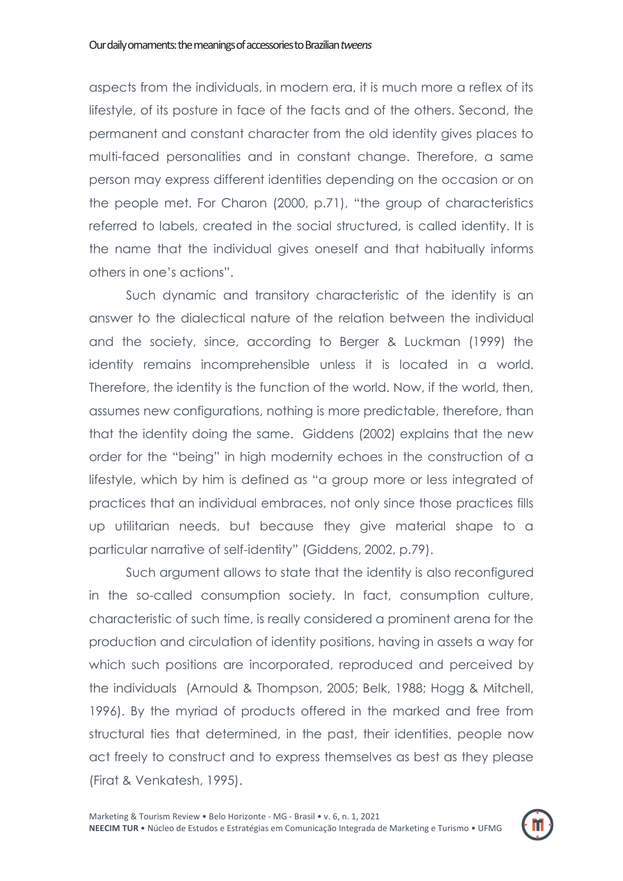aspects from the individuals, in modern era, it is much more a reflex of its lifestyle, of its posture in face of the facts and of the others. Second, the permanent and constant character from the old identity gives places to multi-faced personalities and in constant change. Therefore, a same person may express different identities depending on the occasion or on the people met. For Charon (2000, p.71), "the group of characteristics referred to labels, created in the social structured, is called identity. It is the name that the individual gives oneself and that habitually informs others in one's actions".

Such dynamic and transitory characteristic of the identity is an answer to the dialectical nature of the relation between the individual and the society, since, according to Berger & Luckman (1999) the identity remains incomprehensible unless it is located in a world. Therefore, the identity is the function of the world. Now, if the world, then, assumes new configurations, nothing is more predictable, therefore, than that the identity doing the same. Giddens (2002) explains that the new order for the "being" in high modernity echoes in the construction of a lifestyle, which by him is defined as "a group more or less integrated of practices that an individual embraces, not only since those practices fills up utilitarian needs, but because they give material shape to a particular narrative of self-identity" (Giddens, 2002, p.79).

Such argument allows to state that the identity is also reconfigured in the so-called consumption society. In fact, consumption culture, characteristic of such time, is really considered a prominent arena for the production and circulation of identity positions, having in assets a way for which such positions are incorporated, reproduced and perceived by the individuals (Arnould & Thompson, 2005; Belk, 1988; Hogg & Mitchell, 1996). By the myriad of products offered in the marked and free from structural ties that determined, in the past, their identities, people now act freely to construct and to express themselves as best as they please (Firat & Venkatesh, 1995).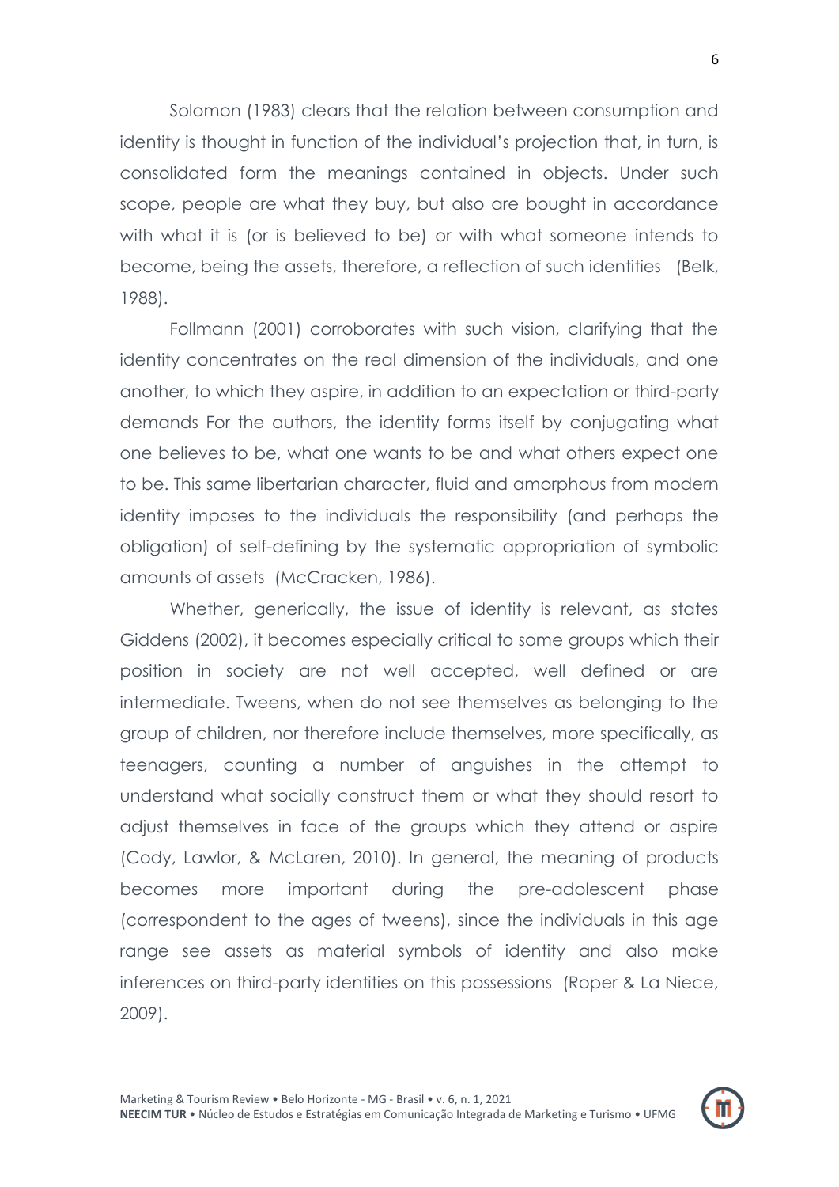Solomon (1983) clears that the relation between consumption and identity is thought in function of the individual's projection that, in turn, is consolidated form the meanings contained in objects. Under such scope, people are what they buy, but also are bought in accordance with what it is (or is believed to be) or with what someone intends to become, being the assets, therefore, a reflection of such identities (Belk, 1988).

Follmann (2001) corroborates with such vision, clarifying that the identity concentrates on the real dimension of the individuals, and one another, to which they aspire, in addition to an expectation or third-party demands For the authors, the identity forms itself by conjugating what one believes to be, what one wants to be and what others expect one to be. This same libertarian character, fluid and amorphous from modern identity imposes to the individuals the responsibility (and perhaps the obligation) of self-defining by the systematic appropriation of symbolic amounts of assets (McCracken, 1986).

Whether, generically, the issue of identity is relevant, as states Giddens (2002), it becomes especially critical to some groups which their position in society are not well accepted, well defined or are intermediate. Tweens, when do not see themselves as belonging to the group of children, nor therefore include themselves, more specifically, as teenagers, counting a number of anguishes in the attempt to understand what socially construct them or what they should resort to adjust themselves in face of the groups which they attend or aspire (Cody, Lawlor, & McLaren, 2010). In general, the meaning of products becomes more important during the pre-adolescent phase (correspondent to the ages of tweens), since the individuals in this age range see assets as material symbols of identity and also make inferences on third-party identities on this possessions (Roper & La Niece, 2009).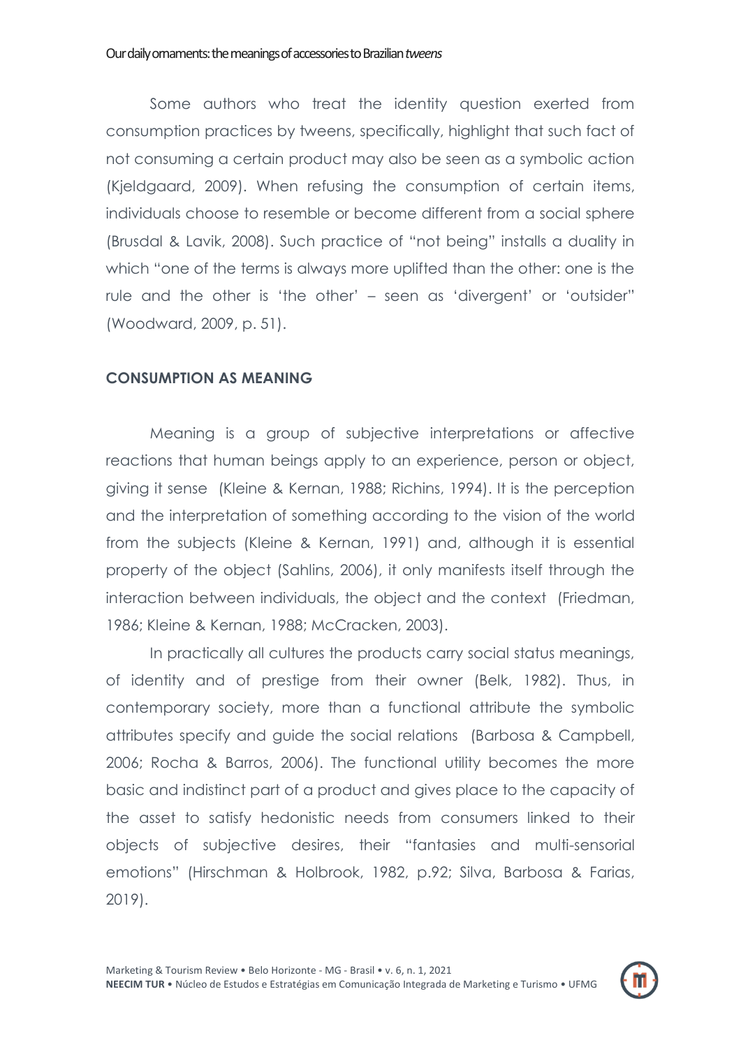Some authors who treat the identity question exerted from consumption practices by tweens, specifically, highlight that such fact of not consuming a certain product may also be seen as a symbolic action (Kjeldgaard, 2009). When refusing the consumption of certain items, individuals choose to resemble or become different from a social sphere (Brusdal & Lavik, 2008). Such practice of "not being" installs a duality in which "one of the terms is always more uplifted than the other: one is the rule and the other is 'the other' – seen as 'divergent' or 'outsider" (Woodward, 2009, p. 51).

## CONSUMPTION AS MEANING

Meaning is a group of subjective interpretations or affective reactions that human beings apply to an experience, person or object, giving it sense (Kleine & Kernan, 1988; Richins, 1994). It is the perception and the interpretation of something according to the vision of the world from the subjects (Kleine & Kernan, 1991) and, although it is essential property of the object (Sahlins, 2006), it only manifests itself through the interaction between individuals, the object and the context (Friedman, 1986; Kleine & Kernan, 1988; McCracken, 2003).

In practically all cultures the products carry social status meanings, of identity and of prestige from their owner (Belk, 1982). Thus, in contemporary society, more than a functional attribute the symbolic attributes specify and guide the social relations (Barbosa & Campbell, 2006; Rocha & Barros, 2006). The functional utility becomes the more basic and indistinct part of a product and gives place to the capacity of the asset to satisfy hedonistic needs from consumers linked to their objects of subjective desires, their "fantasies and multi-sensorial emotions" (Hirschman & Holbrook, 1982, p.92; Silva, Barbosa & Farias, 2019).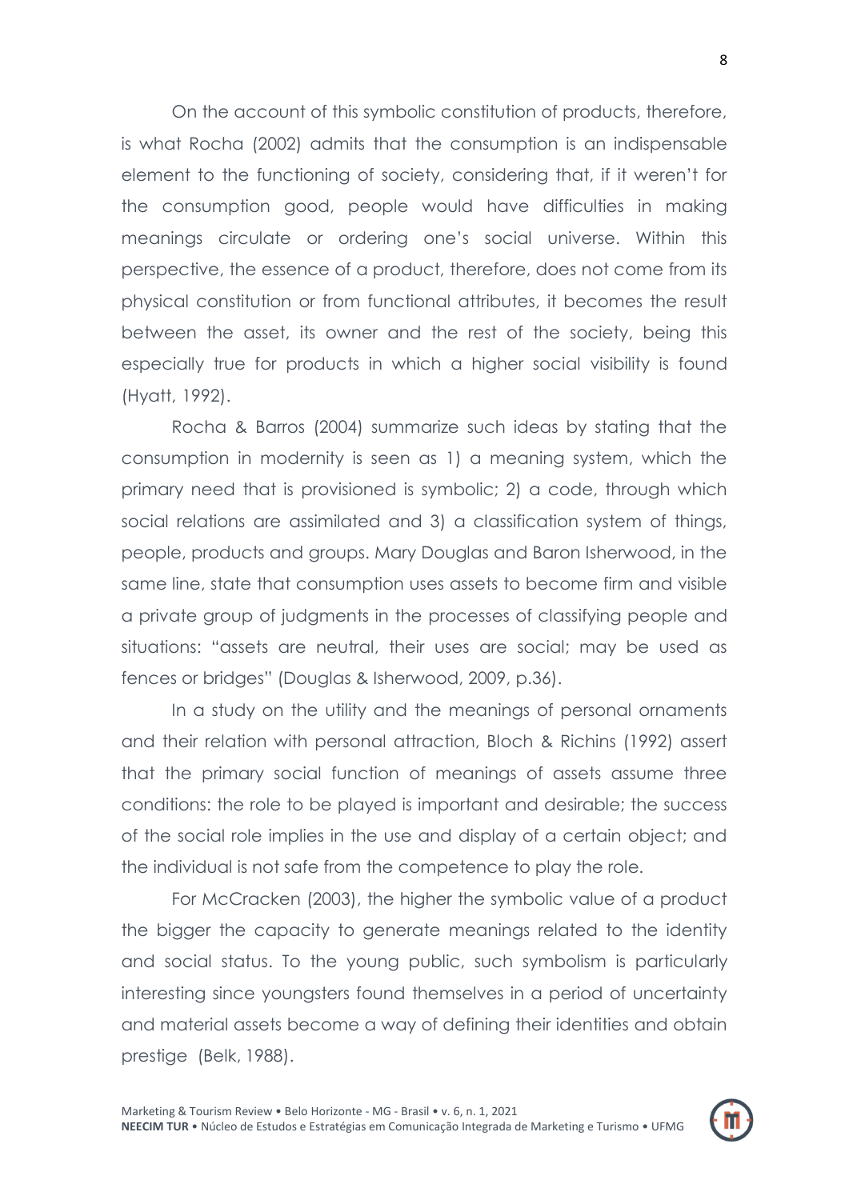On the account of this symbolic constitution of products, therefore, is what Rocha (2002) admits that the consumption is an indispensable element to the functioning of society, considering that, if it weren't for the consumption good, people would have difficulties in making meanings circulate or ordering one's social universe. Within this perspective, the essence of a product, therefore, does not come from its physical constitution or from functional attributes, it becomes the result between the asset, its owner and the rest of the society, being this especially true for products in which a higher social visibility is found (Hyatt, 1992).

Rocha & Barros (2004) summarize such ideas by stating that the consumption in modernity is seen as 1) a meaning system, which the primary need that is provisioned is symbolic; 2) a code, through which social relations are assimilated and 3) a classification system of things, people, products and groups. Mary Douglas and Baron Isherwood, in the same line, state that consumption uses assets to become firm and visible a private group of judgments in the processes of classifying people and situations: "assets are neutral, their uses are social; may be used as fences or bridges" (Douglas & Isherwood, 2009, p.36).

In a study on the utility and the meanings of personal ornaments and their relation with personal attraction, Bloch & Richins (1992) assert that the primary social function of meanings of assets assume three conditions: the role to be played is important and desirable; the success of the social role implies in the use and display of a certain object; and the individual is not safe from the competence to play the role.

For McCracken (2003), the higher the symbolic value of a product the bigger the capacity to generate meanings related to the identity and social status. To the young public, such symbolism is particularly interesting since youngsters found themselves in a period of uncertainty and material assets become a way of defining their identities and obtain prestige (Belk, 1988).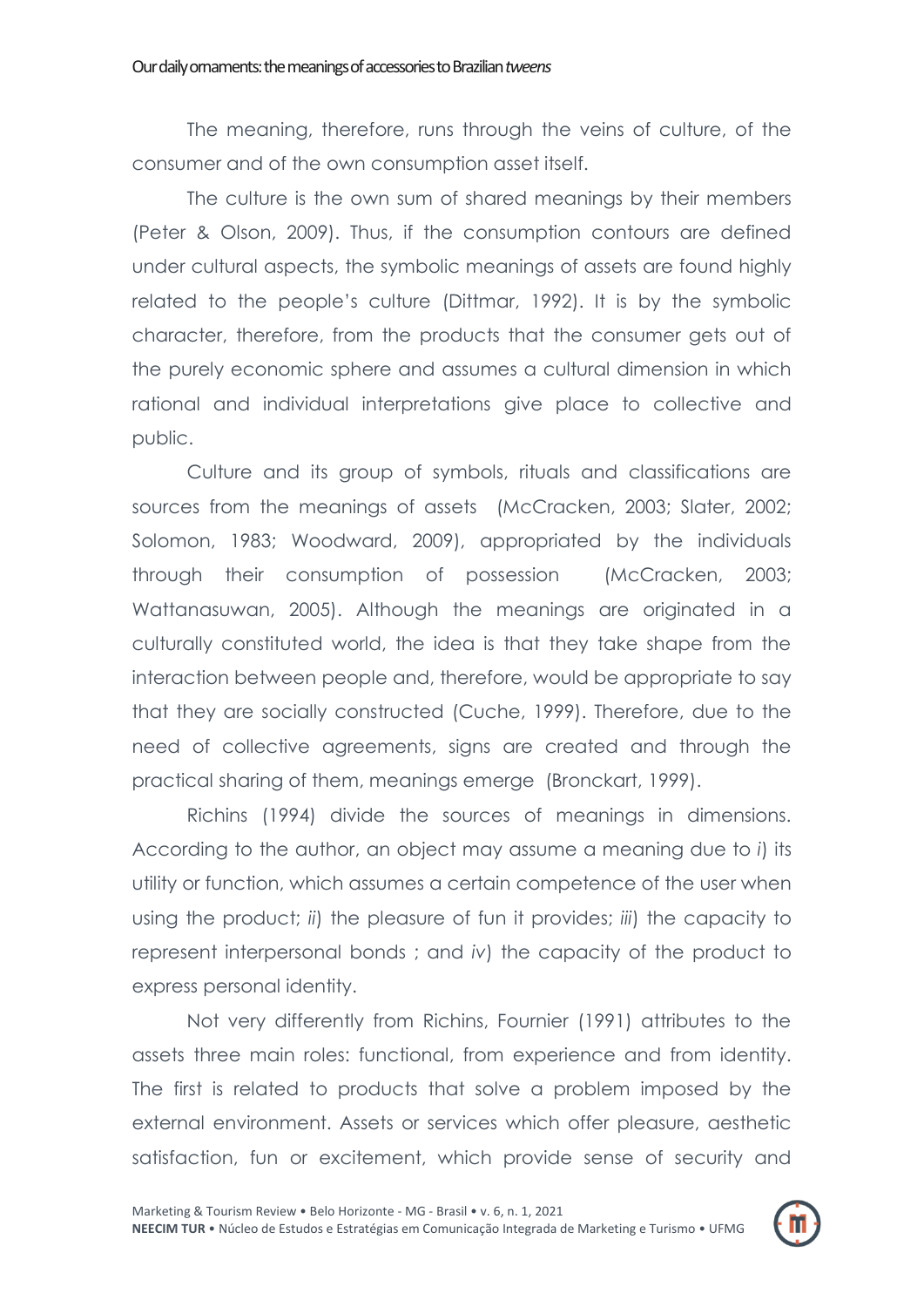The meaning, therefore, runs through the veins of culture, of the consumer and of the own consumption asset itself.

The culture is the own sum of shared meanings by their members (Peter & Olson, 2009). Thus, if the consumption contours are defined under cultural aspects, the symbolic meanings of assets are found highly related to the people's culture (Dittmar, 1992). It is by the symbolic character, therefore, from the products that the consumer gets out of the purely economic sphere and assumes a cultural dimension in which rational and individual interpretations give place to collective and public.

Culture and its group of symbols, rituals and classifications are sources from the meanings of assets (McCracken, 2003; Slater, 2002; Solomon, 1983; Woodward, 2009), appropriated by the individuals through their consumption of possession (McCracken, 2003; Wattanasuwan, 2005). Although the meanings are originated in a culturally constituted world, the idea is that they take shape from the interaction between people and, therefore, would be appropriate to say that they are socially constructed (Cuche, 1999). Therefore, due to the need of collective agreements, signs are created and through the practical sharing of them, meanings emerge (Bronckart, 1999).

Richins (1994) divide the sources of meanings in dimensions. According to the author, an object may assume a meaning due to *i*) its utility or function, which assumes a certain competence of the user when using the product; *ii*) the pleasure of fun it provides; *iii*) the capacity to represent interpersonal bonds ; and *iv*) the capacity of the product to express personal identity.

Not very differently from Richins, Fournier (1991) attributes to the assets three main roles: functional, from experience and from identity. The first is related to products that solve a problem imposed by the external environment. Assets or services which offer pleasure, aesthetic satisfaction, fun or excitement, which provide sense of security and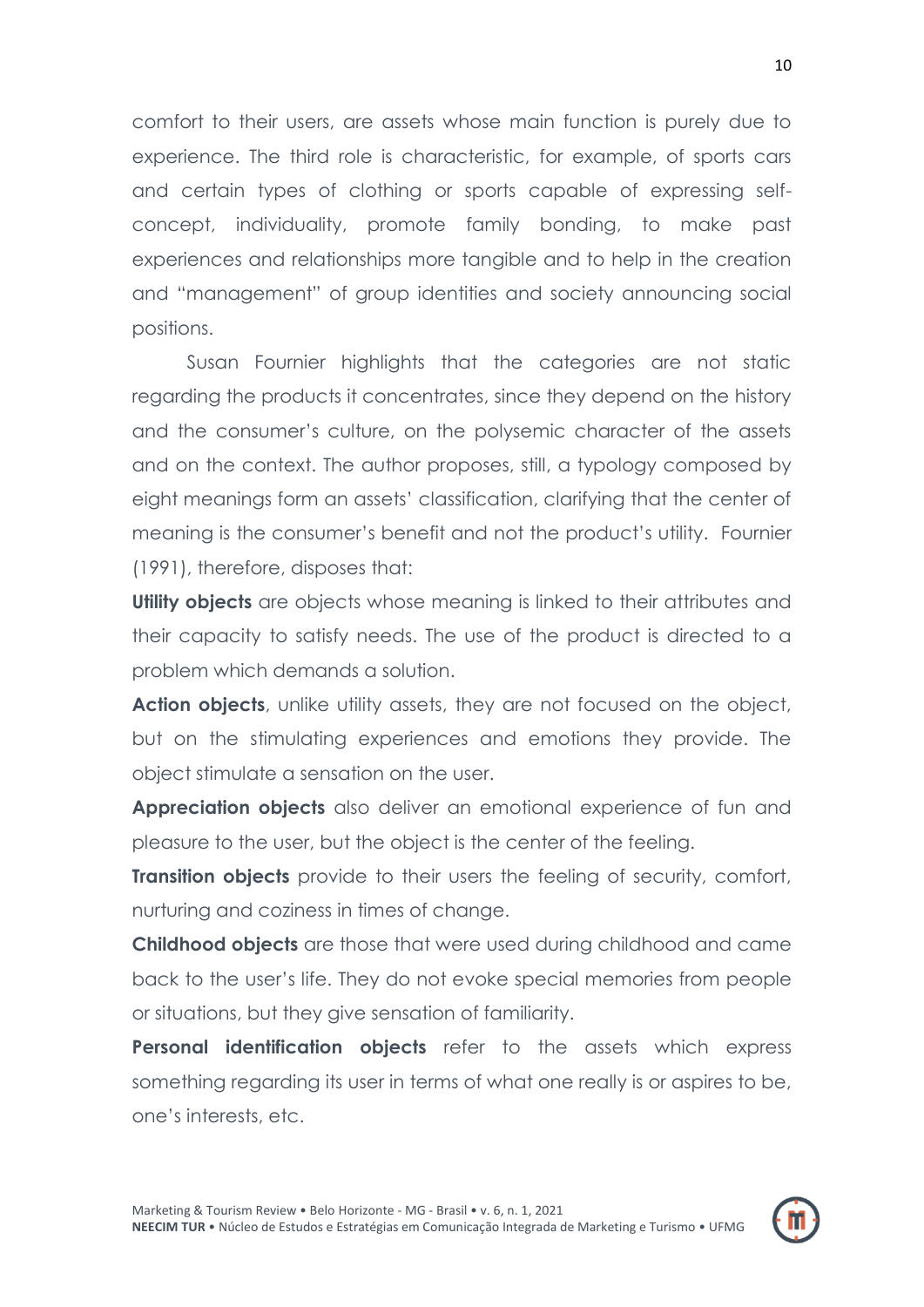comfort to their users, are assets whose main function is purely due to experience. The third role is characteristic, for example, of sports cars and certain types of clothing or sports capable of expressing self-concept, individuality, promote family bonding, to make past experiences and relationships more tangible and to help in the creation and "management" of group identities and society announcing social positions.

Susan Fournier highlights that the categories are not static regarding the products it concentrates, since they depend on the history and the consumer's culture, on the polysemic character of the assets and on the context. The author proposes, still, a typology composed by eight meanings form an assets' classification, clarifying that the center of meaning is the consumer's benefit and not the product's utility. Fournier (1991), therefore, disposes that:

**Utility objects** are objects whose meaning is linked to their attributes and their capacity to satisfy needs. The use of the product is directed to a problem which demands a solution.

**Action objects**, unlike utility assets, they are not focused on the object, but on the stimulating experiences and emotions they provide. The object stimulate a sensation on the user.

**Appreciation objects** also deliver an emotional experience of fun and pleasure to the user, but the object is the center of the feeling.

**Transition objects** provide to their users the feeling of security, comfort, nurturing and coziness in times of change.

**Childhood objects** are those that were used during childhood and came back to the user's life. They do not evoke special memories from people or situations, but they give sensation of familiarity.

**Personal identification objects** refer to the assets which express something regarding its user in terms of what one really is or aspires to be, one's interests, etc.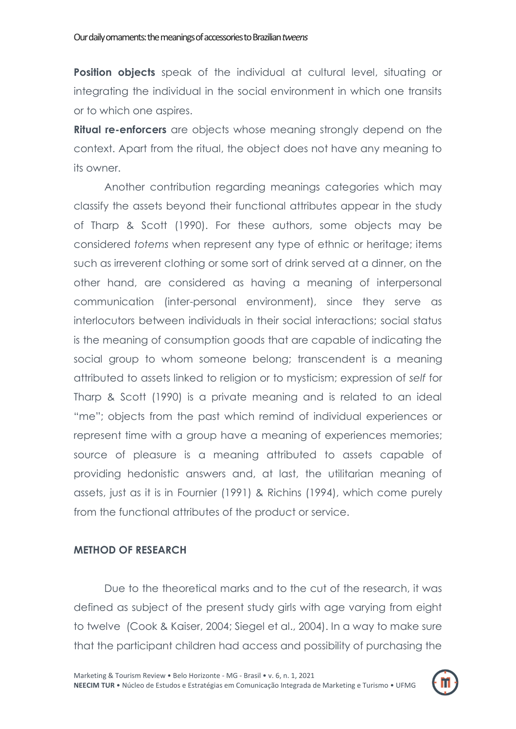**Position objects** speak of the individual at cultural level, situating or integrating the individual in the social environment in which one transits or to which one aspires.

**Ritual re-enforcers** are objects whose meaning strongly depend on the context. Apart from the ritual, the object does not have any meaning to its owner.

Another contribution regarding meanings categories which may classify the assets beyond their functional attributes appear in the study of Tharp & Scott (1990). For these authors, some objects may be considered *totems* when represent any type of ethnic or heritage; items such as irreverent clothing or some sort of drink served at a dinner, on the other hand, are considered as having a meaning of interpersonal communication (inter-personal environment), since they serve as interlocutors between individuals in their social interactions; social status is the meaning of consumption goods that are capable of indicating the social group to whom someone belong; transcendent is a meaning attributed to assets linked to religion or to mysticism; expression of *self* for Tharp & Scott (1990) is a private meaning and is related to an ideal "me"; objects from the past which remind of individual experiences or represent time with a group have a meaning of experiences memories; source of pleasure is a meaning attributed to assets capable of providing hedonistic answers and, at last, the utilitarian meaning of assets, just as it is in Fournier (1991) & Richins (1994), which come purely from the functional attributes of the product or service.

## METHOD OF RESEARCH

Due to the theoretical marks and to the cut of the research, it was defined as subject of the present study girls with age varying from eight to twelve (Cook & Kaiser, 2004; Siegel et al., 2004). In a way to make sure that the participant children had access and possibility of purchasing the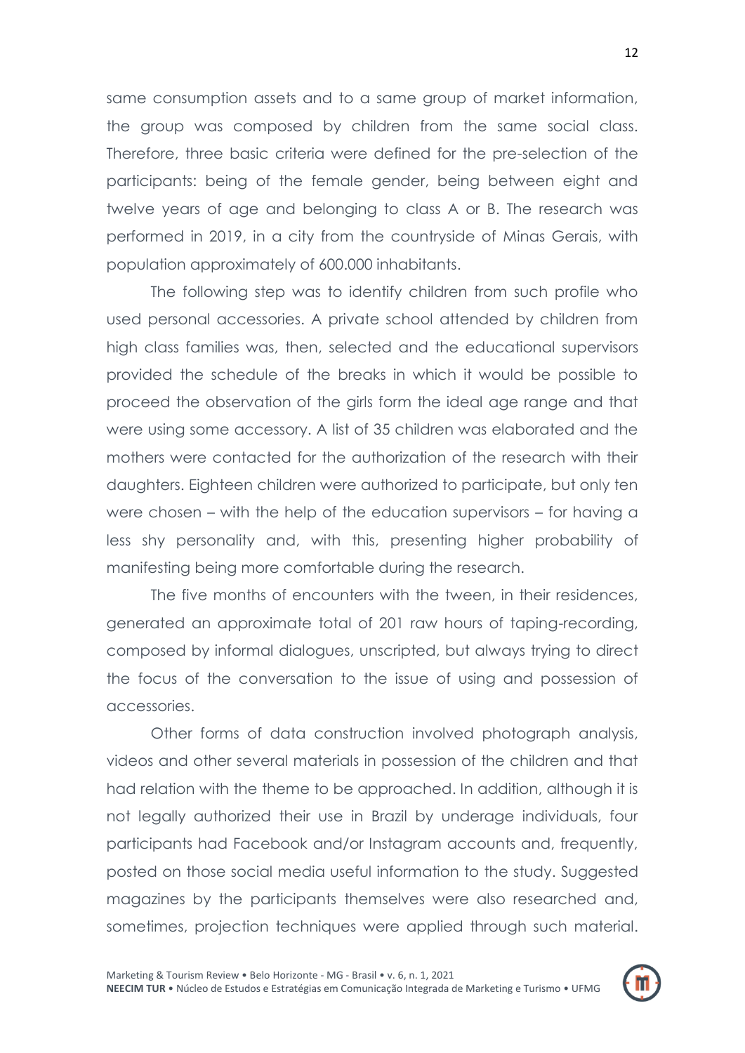same consumption assets and to a same group of market information, the group was composed by children from the same social class. Therefore, three basic criteria were defined for the pre-selection of the participants: being of the female gender, being between eight and twelve years of age and belonging to class A or B. The research was performed in 2019, in a city from the countryside of Minas Gerais, with population approximately of 600.000 inhabitants.

The following step was to identify children from such profile who used personal accessories. A private school attended by children from high class families was, then, selected and the educational supervisors provided the schedule of the breaks in which it would be possible to proceed the observation of the girls form the ideal age range and that were using some accessory. A list of 35 children was elaborated and the mothers were contacted for the authorization of the research with their daughters. Eighteen children were authorized to participate, but only ten were chosen – with the help of the education supervisors – for having a less shy personality and, with this, presenting higher probability of manifesting being more comfortable during the research.

The five months of encounters with the tween, in their residences, generated an approximate total of 201 raw hours of taping-recording, composed by informal dialogues, unscripted, but always trying to direct the focus of the conversation to the issue of using and possession of accessories.

Other forms of data construction involved photograph analysis, videos and other several materials in possession of the children and that had relation with the theme to be approached. In addition, although it is not legally authorized their use in Brazil by underage individuals, four participants had Facebook and/or Instagram accounts and, frequently, posted on those social media useful information to the study. Suggested magazines by the participants themselves were also researched and, sometimes, projection techniques were applied through such material.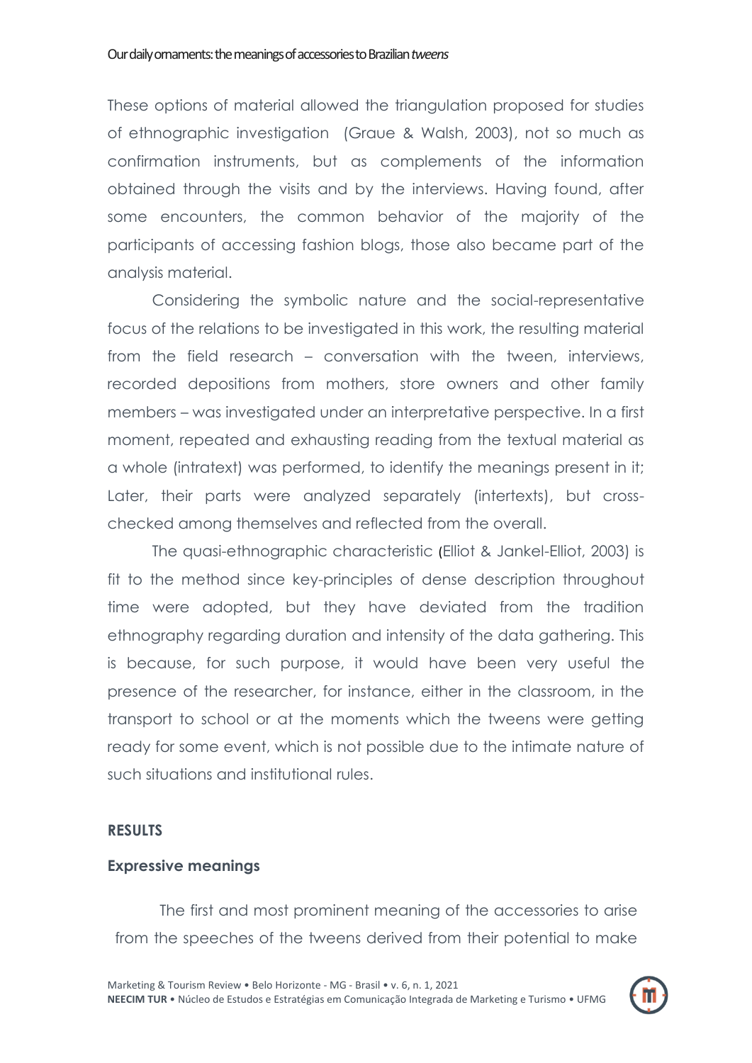These options of material allowed the triangulation proposed for studies of ethnographic investigation (Graue & Walsh, 2003), not so much as confirmation instruments, but as complements of the information obtained through the visits and by the interviews. Having found, after some encounters, the common behavior of the majority of the participants of accessing fashion blogs, those also became part of the analysis material.

Considering the symbolic nature and the social-representative focus of the relations to be investigated in this work, the resulting material from the field research – conversation with the tween, interviews, recorded depositions from mothers, store owners and other family members – was investigated under an interpretative perspective. In a first moment, repeated and exhausting reading from the textual material as a whole (intratext) was performed, to identify the meanings present in it; Later, their parts were analyzed separately (intertexts), but cross-checked among themselves and reflected from the overall.

The quasi-ethnographic characteristic (Elliot & Jankel-Elliot, 2003) is fit to the method since key-principles of dense description throughout time were adopted, but they have deviated from the tradition ethnography regarding duration and intensity of the data gathering. This is because, for such purpose, it would have been very useful the presence of the researcher, for instance, either in the classroom, in the transport to school or at the moments which the tweens were getting ready for some event, which is not possible due to the intimate nature of such situations and institutional rules.

## RESULTS

### Expressive meanings

The first and most prominent meaning of the accessories to arise from the speeches of the tweens derived from their potential to make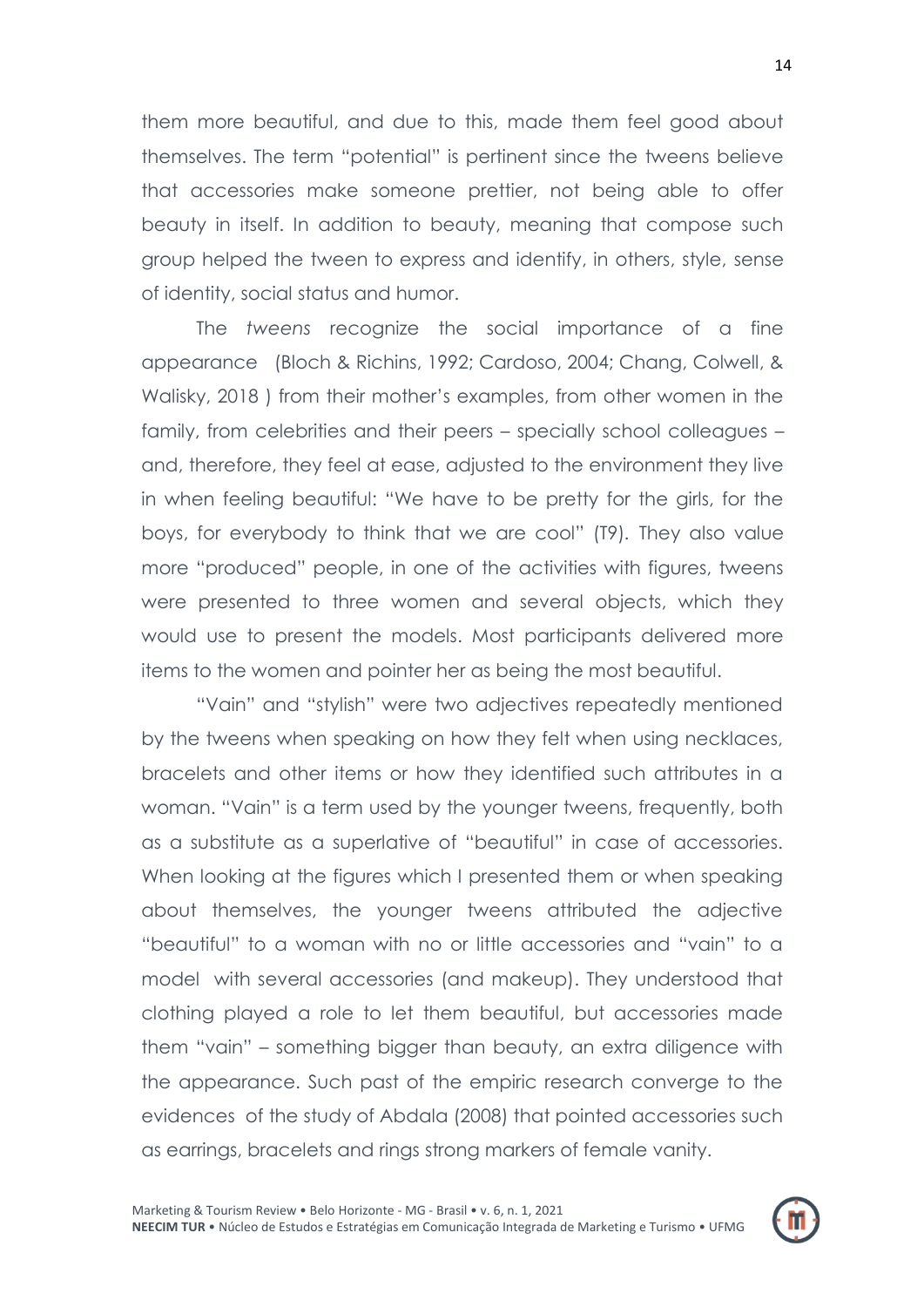them more beautiful, and due to this, made them feel good about themselves. The term "potential" is pertinent since the tweens believe that accessories make someone prettier, not being able to offer beauty in itself. In addition to beauty, meaning that compose such group helped the tween to express and identify, in others, style, sense of identity, social status and humor.

The *tweens* recognize the social importance of a fine appearance (Bloch & Richins, 1992; Cardoso, 2004; Chang, Colwell, & Walisky, 2018 ) from their mother's examples, from other women in the family, from celebrities and their peers – specially school colleagues – and, therefore, they feel at ease, adjusted to the environment they live in when feeling beautiful: "We have to be pretty for the girls, for the boys, for everybody to think that we are cool" (T9). They also value more "produced" people, in one of the activities with figures, tweens were presented to three women and several objects, which they would use to present the models. Most participants delivered more items to the women and pointer her as being the most beautiful.

"Vain" and "stylish" were two adjectives repeatedly mentioned by the tweens when speaking on how they felt when using necklaces, bracelets and other items or how they identified such attributes in a woman. "Vain" is a term used by the younger tweens, frequently, both as a substitute as a superlative of "beautiful" in case of accessories. When looking at the figures which I presented them or when speaking about themselves, the younger tweens attributed the adjective "beautiful" to a woman with no or little accessories and "vain" to a model with several accessories (and makeup). They understood that clothing played a role to let them beautiful, but accessories made them "vain" – something bigger than beauty, an extra diligence with the appearance. Such past of the empiric research converge to the evidences of the study of Abdala (2008) that pointed accessories such as earrings, bracelets and rings strong markers of female vanity.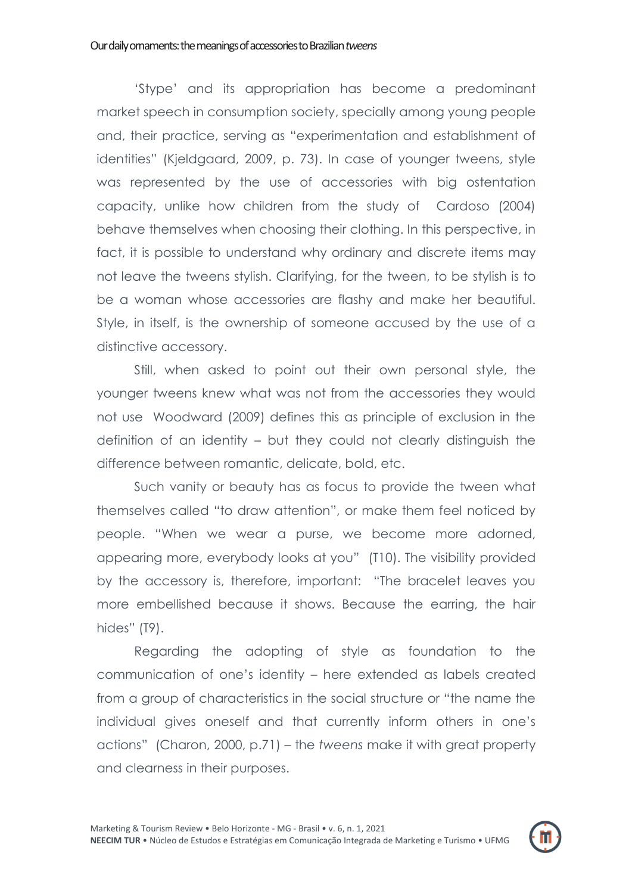'Stype' and its appropriation has become a predominant market speech in consumption society, specially among young people and, their practice, serving as "experimentation and establishment of identities" (Kjeldgaard, 2009, p. 73). In case of younger tweens, style was represented by the use of accessories with big ostentation capacity, unlike how children from the study of Cardoso (2004) behave themselves when choosing their clothing. In this perspective, in fact, it is possible to understand why ordinary and discrete items may not leave the tweens stylish. Clarifying, for the tween, to be stylish is to be a woman whose accessories are flashy and make her beautiful. Style, in itself, is the ownership of someone accused by the use of a distinctive accessory.

Still, when asked to point out their own personal style, the younger tweens knew what was not from the accessories they would not use Woodward (2009) defines this as principle of exclusion in the definition of an identity – but they could not clearly distinguish the difference between romantic, delicate, bold, etc.

Such vanity or beauty has as focus to provide the tween what themselves called "to draw attention", or make them feel noticed by people. "When we wear a purse, we become more adorned, appearing more, everybody looks at you" (T10). The visibility provided by the accessory is, therefore, important: "The bracelet leaves you more embellished because it shows. Because the earring, the hair hides" (T9).

Regarding the adopting of style as foundation to the communication of one's identity – here extended as labels created from a group of characteristics in the social structure or "the name the individual gives oneself and that currently inform others in one's actions" (Charon, 2000, p.71) – the *tweens* make it with great property and clearness in their purposes.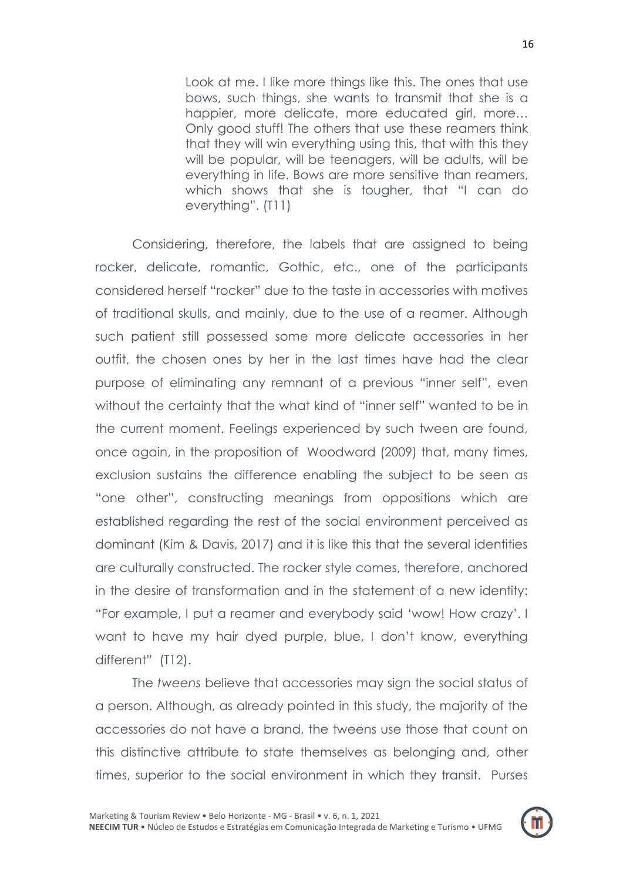> Look at me. I like more things like this. The ones that use bows, such things, she wants to transmit that she is a happier, more delicate, more educated girl, more… Only good stuff! The others that use these reamers think that they will win everything using this, that with this they will be popular, will be teenagers, will be adults, will be everything in life. Bows are more sensitive than reamers, which shows that she is tougher, that "I can do everything". (T11)

Considering, therefore, the labels that are assigned to being rocker, delicate, romantic, Gothic, etc., one of the participants considered herself "rocker" due to the taste in accessories with motives of traditional skulls, and mainly, due to the use of a reamer. Although such patient still possessed some more delicate accessories in her outfit, the chosen ones by her in the last times have had the clear purpose of eliminating any remnant of a previous "inner self", even without the certainty that the what kind of "inner self" wanted to be in the current moment. Feelings experienced by such tween are found, once again, in the proposition of Woodward (2009) that, many times, exclusion sustains the difference enabling the subject to be seen as "one other", constructing meanings from oppositions which are established regarding the rest of the social environment perceived as dominant (Kim & Davis, 2017) and it is like this that the several identities are culturally constructed. The rocker style comes, therefore, anchored in the desire of transformation and in the statement of a new identity: "For example, I put a reamer and everybody said 'wow! How crazy'. I want to have my hair dyed purple, blue, I don't know, everything different" (T12).

The *tweens* believe that accessories may sign the social status of a person. Although, as already pointed in this study, the majority of the accessories do not have a brand, the tweens use those that count on this distinctive attribute to state themselves as belonging and, other times, superior to the social environment in which they transit. Purses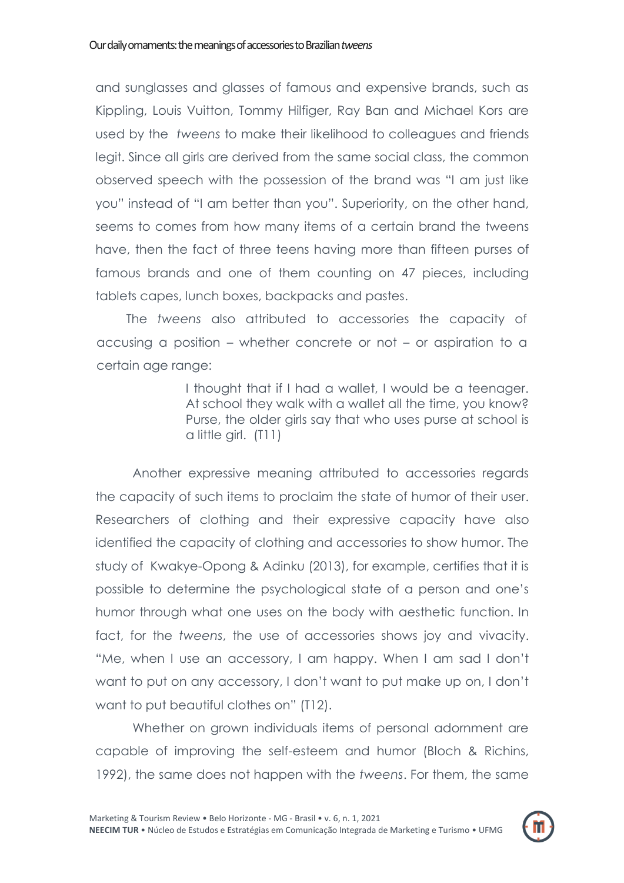and sunglasses and glasses of famous and expensive brands, such as Kippling, Louis Vuitton, Tommy Hilfiger, Ray Ban and Michael Kors are used by the *tweens* to make their likelihood to colleagues and friends legit. Since all girls are derived from the same social class, the common observed speech with the possession of the brand was "I am just like you" instead of "I am better than you". Superiority, on the other hand, seems to comes from how many items of a certain brand the tweens have, then the fact of three teens having more than fifteen purses of famous brands and one of them counting on 47 pieces, including tablets capes, lunch boxes, backpacks and pastes.

The *tweens* also attributed to accessories the capacity of accusing a position – whether concrete or not – or aspiration to a certain age range:

> I thought that if I had a wallet, I would be a teenager. At school they walk with a wallet all the time, you know? Purse, the older girls say that who uses purse at school is a little girl. (T11)

Another expressive meaning attributed to accessories regards the capacity of such items to proclaim the state of humor of their user. Researchers of clothing and their expressive capacity have also identified the capacity of clothing and accessories to show humor. The study of Kwakye-Opong & Adinku (2013), for example, certifies that it is possible to determine the psychological state of a person and one's humor through what one uses on the body with aesthetic function. In fact, for the *tweens*, the use of accessories shows joy and vivacity. "Me, when I use an accessory, I am happy. When I am sad I don't want to put on any accessory, I don't want to put make up on, I don't want to put beautiful clothes on" (T12).

Whether on grown individuals items of personal adornment are capable of improving the self-esteem and humor (Bloch & Richins, 1992), the same does not happen with the *tweens*. For them, the same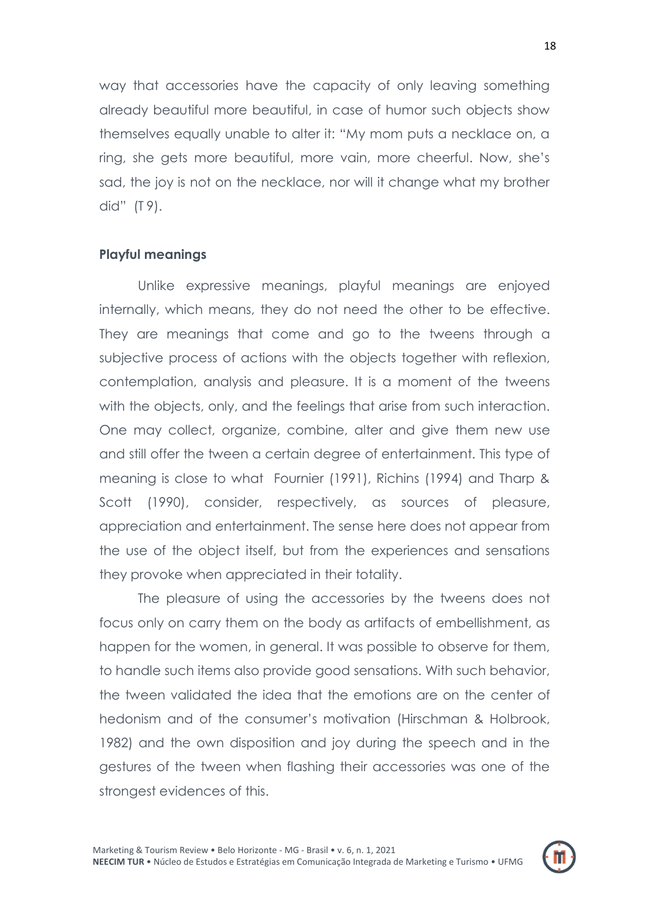way that accessories have the capacity of only leaving something already beautiful more beautiful, in case of humor such objects show themselves equally unable to alter it: "My mom puts a necklace on, a ring, she gets more beautiful, more vain, more cheerful. Now, she's sad, the joy is not on the necklace, nor will it change what my brother did" (T 9).

### Playful meanings

Unlike expressive meanings, playful meanings are enjoyed internally, which means, they do not need the other to be effective. They are meanings that come and go to the tweens through a subjective process of actions with the objects together with reflexion, contemplation, analysis and pleasure. It is a moment of the tweens with the objects, only, and the feelings that arise from such interaction. One may collect, organize, combine, alter and give them new use and still offer the tween a certain degree of entertainment. This type of meaning is close to what Fournier (1991), Richins (1994) and Tharp & Scott (1990), consider, respectively, as sources of pleasure, appreciation and entertainment. The sense here does not appear from the use of the object itself, but from the experiences and sensations they provoke when appreciated in their totality.

The pleasure of using the accessories by the tweens does not focus only on carry them on the body as artifacts of embellishment, as happen for the women, in general. It was possible to observe for them, to handle such items also provide good sensations. With such behavior, the tween validated the idea that the emotions are on the center of hedonism and of the consumer's motivation (Hirschman & Holbrook, 1982) and the own disposition and joy during the speech and in the gestures of the tween when flashing their accessories was one of the strongest evidences of this.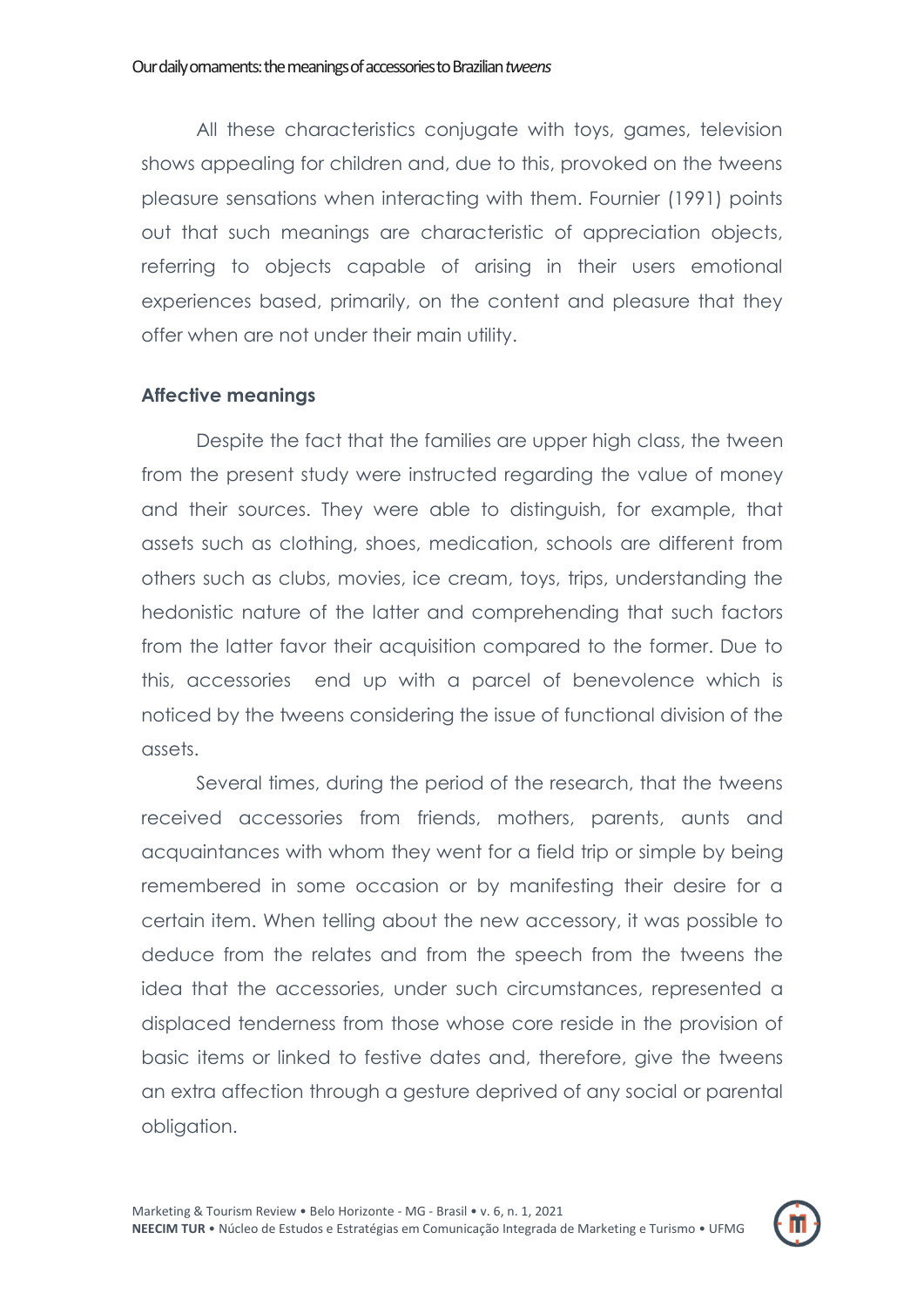All these characteristics conjugate with toys, games, television shows appealing for children and, due to this, provoked on the tweens pleasure sensations when interacting with them. Fournier (1991) points out that such meanings are characteristic of appreciation objects, referring to objects capable of arising in their users emotional experiences based, primarily, on the content and pleasure that they offer when are not under their main utility.

### Affective meanings

Despite the fact that the families are upper high class, the tween from the present study were instructed regarding the value of money and their sources. They were able to distinguish, for example, that assets such as clothing, shoes, medication, schools are different from others such as clubs, movies, ice cream, toys, trips, understanding the hedonistic nature of the latter and comprehending that such factors from the latter favor their acquisition compared to the former. Due to this, accessories end up with a parcel of benevolence which is noticed by the tweens considering the issue of functional division of the assets.

Several times, during the period of the research, that the tweens received accessories from friends, mothers, parents, aunts and acquaintances with whom they went for a field trip or simple by being remembered in some occasion or by manifesting their desire for a certain item. When telling about the new accessory, it was possible to deduce from the relates and from the speech from the tweens the idea that the accessories, under such circumstances, represented a displaced tenderness from those whose core reside in the provision of basic items or linked to festive dates and, therefore, give the tweens an extra affection through a gesture deprived of any social or parental obligation.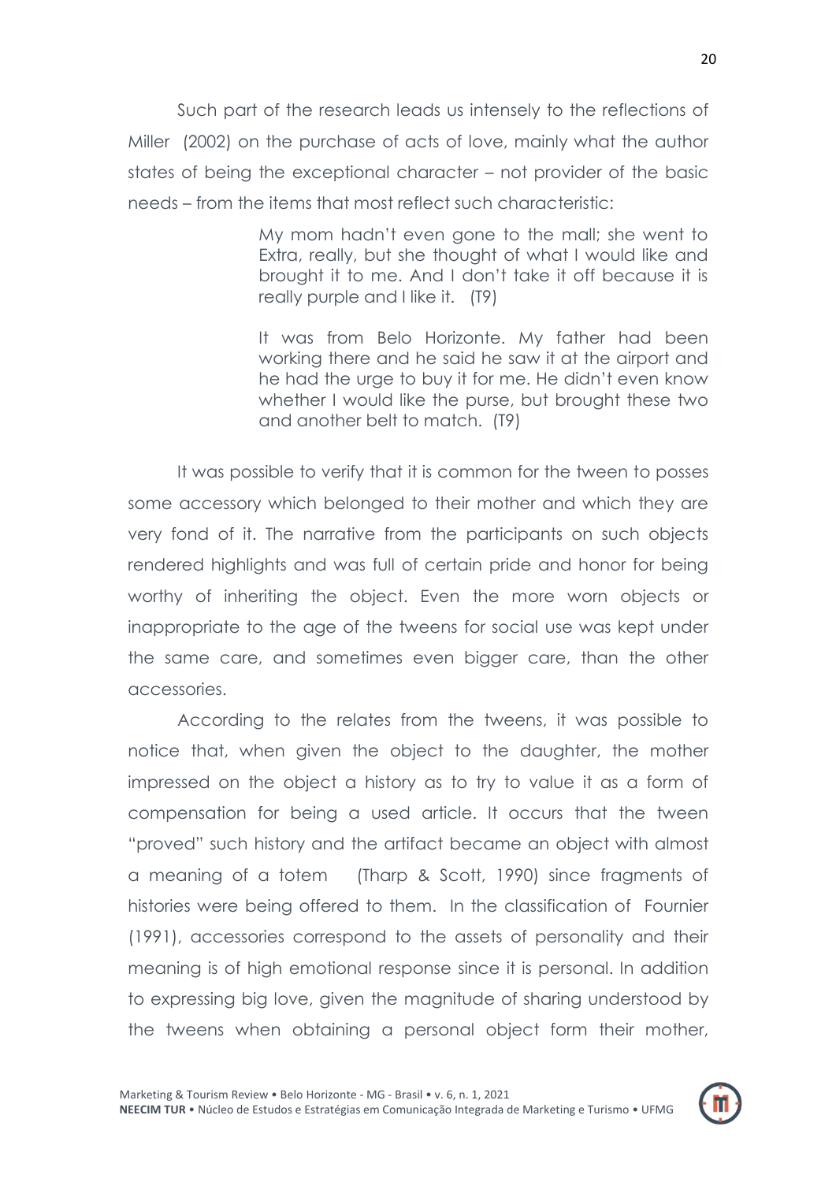Such part of the research leads us intensely to the reflections of Miller (2002) on the purchase of acts of love, mainly what the author states of being the exceptional character – not provider of the basic needs – from the items that most reflect such characteristic:

> My mom hadn't even gone to the mall; she went to Extra, really, but she thought of what I would like and brought it to me. And I don't take it off because it is really purple and I like it. (T9)

> It was from Belo Horizonte. My father had been working there and he said he saw it at the airport and he had the urge to buy it for me. He didn't even know whether I would like the purse, but brought these two and another belt to match. (T9)

It was possible to verify that it is common for the tween to posses some accessory which belonged to their mother and which they are very fond of it. The narrative from the participants on such objects rendered highlights and was full of certain pride and honor for being worthy of inheriting the object. Even the more worn objects or inappropriate to the age of the tweens for social use was kept under the same care, and sometimes even bigger care, than the other accessories.

According to the relates from the tweens, it was possible to notice that, when given the object to the daughter, the mother impressed on the object a history as to try to value it as a form of compensation for being a used article. It occurs that the tween "proved" such history and the artifact became an object with almost a meaning of a totem (Tharp & Scott, 1990) since fragments of histories were being offered to them. In the classification of Fournier (1991), accessories correspond to the assets of personality and their meaning is of high emotional response since it is personal. In addition to expressing big love, given the magnitude of sharing understood by the tweens when obtaining a personal object form their mother,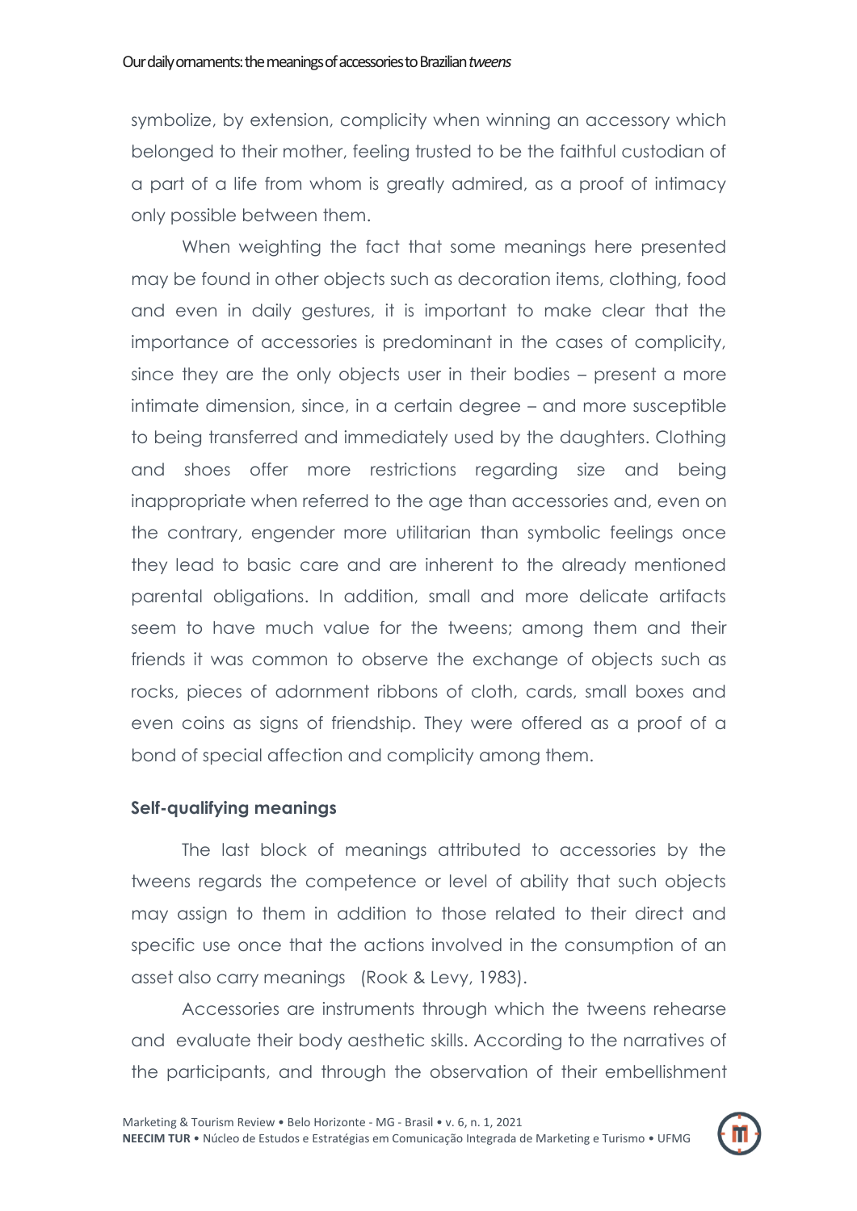symbolize, by extension, complicity when winning an accessory which belonged to their mother, feeling trusted to be the faithful custodian of a part of a life from whom is greatly admired, as a proof of intimacy only possible between them.

When weighting the fact that some meanings here presented may be found in other objects such as decoration items, clothing, food and even in daily gestures, it is important to make clear that the importance of accessories is predominant in the cases of complicity, since they are the only objects user in their bodies – present a more intimate dimension, since, in a certain degree – and more susceptible to being transferred and immediately used by the daughters. Clothing and shoes offer more restrictions regarding size and being inappropriate when referred to the age than accessories and, even on the contrary, engender more utilitarian than symbolic feelings once they lead to basic care and are inherent to the already mentioned parental obligations. In addition, small and more delicate artifacts seem to have much value for the tweens; among them and their friends it was common to observe the exchange of objects such as rocks, pieces of adornment ribbons of cloth, cards, small boxes and even coins as signs of friendship. They were offered as a proof of a bond of special affection and complicity among them.

**Self-qualifying meanings**

The last block of meanings attributed to accessories by the tweens regards the competence or level of ability that such objects may assign to them in addition to those related to their direct and specific use once that the actions involved in the consumption of an asset also carry meanings (Rook & Levy, 1983).

Accessories are instruments through which the tweens rehearse and evaluate their body aesthetic skills. According to the narratives of the participants, and through the observation of their embellishment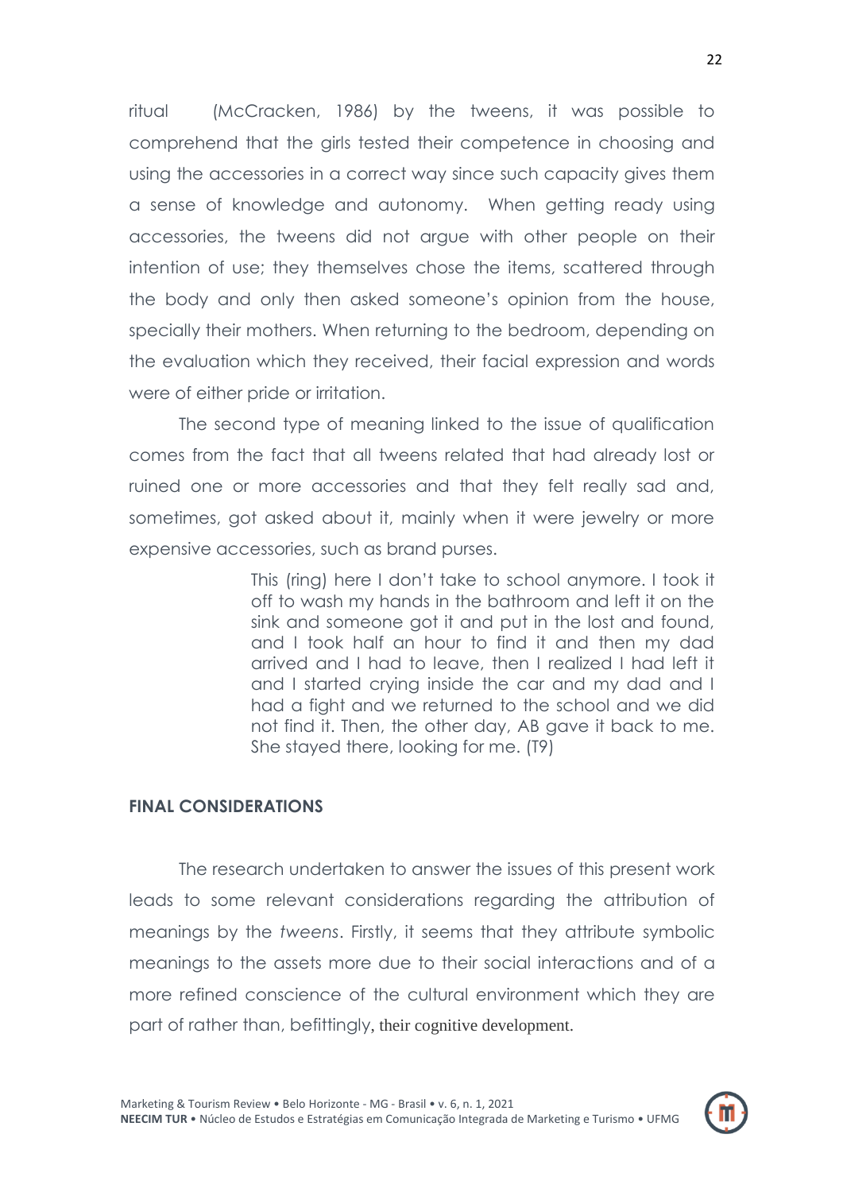ritual (McCracken, 1986) by the tweens, it was possible to comprehend that the girls tested their competence in choosing and using the accessories in a correct way since such capacity gives them a sense of knowledge and autonomy. When getting ready using accessories, the tweens did not argue with other people on their intention of use; they themselves chose the items, scattered through the body and only then asked someone's opinion from the house, specially their mothers. When returning to the bedroom, depending on the evaluation which they received, their facial expression and words were of either pride or irritation.

The second type of meaning linked to the issue of qualification comes from the fact that all tweens related that had already lost or ruined one or more accessories and that they felt really sad and, sometimes, got asked about it, mainly when it were jewelry or more expensive accessories, such as brand purses.

> This (ring) here I don't take to school anymore. I took it off to wash my hands in the bathroom and left it on the sink and someone got it and put in the lost and found, and I took half an hour to find it and then my dad arrived and I had to leave, then I realized I had left it and I started crying inside the car and my dad and I had a fight and we returned to the school and we did not find it. Then, the other day, AB gave it back to me. She stayed there, looking for me. (T9)

## FINAL CONSIDERATIONS

The research undertaken to answer the issues of this present work leads to some relevant considerations regarding the attribution of meanings by the *tweens*. Firstly, it seems that they attribute symbolic meanings to the assets more due to their social interactions and of a more refined conscience of the cultural environment which they are part of rather than, befittingly, their cognitive development.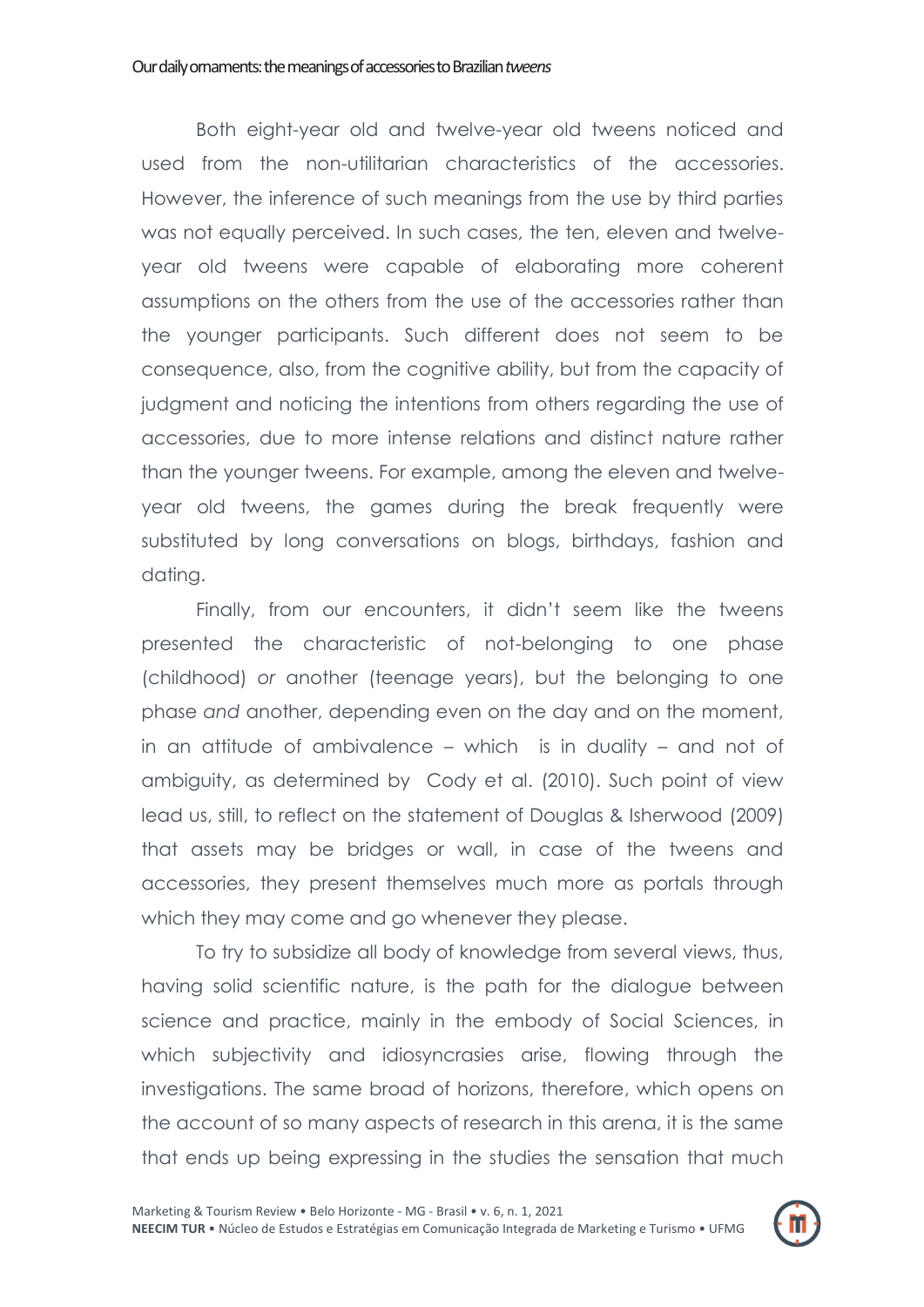Both eight-year old and twelve-year old tweens noticed and used from the non-utilitarian characteristics of the accessories. However, the inference of such meanings from the use by third parties was not equally perceived. In such cases, the ten, eleven and twelve-year old tweens were capable of elaborating more coherent assumptions on the others from the use of the accessories rather than the younger participants. Such different does not seem to be consequence, also, from the cognitive ability, but from the capacity of judgment and noticing the intentions from others regarding the use of accessories, due to more intense relations and distinct nature rather than the younger tweens. For example, among the eleven and twelve-year old tweens, the games during the break frequently were substituted by long conversations on blogs, birthdays, fashion and dating.

Finally, from our encounters, it didn't seem like the tweens presented the characteristic of not-belonging to one phase (childhood) *or* another (teenage years), but the belonging to one phase *and* another, depending even on the day and on the moment, in an attitude of ambivalence – which is in duality – and not of ambiguity, as determined by Cody et al. (2010). Such point of view lead us, still, to reflect on the statement of Douglas & Isherwood (2009) that assets may be bridges or wall, in case of the tweens and accessories, they present themselves much more as portals through which they may come and go whenever they please.

To try to subsidize all body of knowledge from several views, thus, having solid scientific nature, is the path for the dialogue between science and practice, mainly in the embody of Social Sciences, in which subjectivity and idiosyncrasies arise, flowing through the investigations. The same broad of horizons, therefore, which opens on the account of so many aspects of research in this arena, it is the same that ends up being expressing in the studies the sensation that much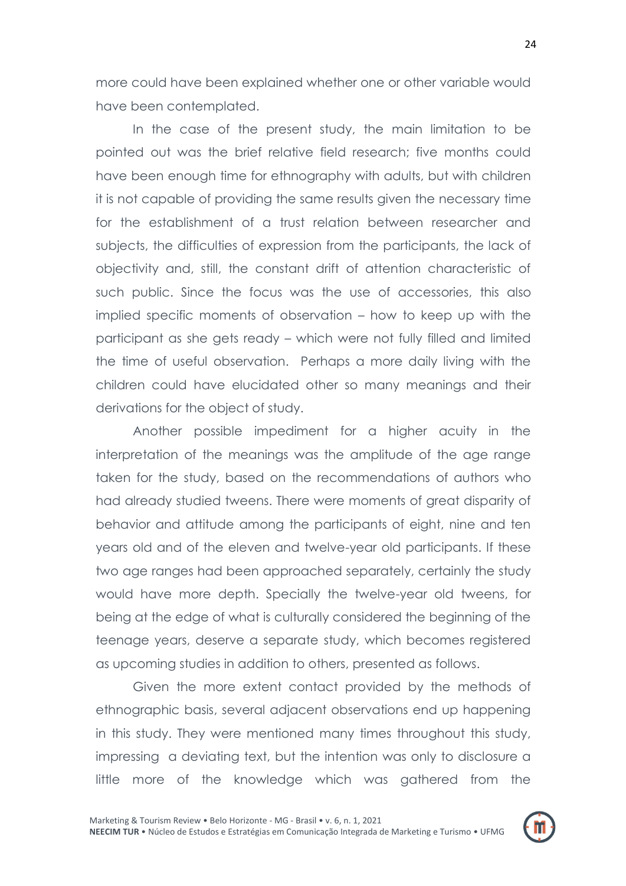more could have been explained whether one or other variable would have been contemplated.

In the case of the present study, the main limitation to be pointed out was the brief relative field research; five months could have been enough time for ethnography with adults, but with children it is not capable of providing the same results given the necessary time for the establishment of a trust relation between researcher and subjects, the difficulties of expression from the participants, the lack of objectivity and, still, the constant drift of attention characteristic of such public. Since the focus was the use of accessories, this also implied specific moments of observation – how to keep up with the participant as she gets ready – which were not fully filled and limited the time of useful observation. Perhaps a more daily living with the children could have elucidated other so many meanings and their derivations for the object of study.

Another possible impediment for a higher acuity in the interpretation of the meanings was the amplitude of the age range taken for the study, based on the recommendations of authors who had already studied tweens. There were moments of great disparity of behavior and attitude among the participants of eight, nine and ten years old and of the eleven and twelve-year old participants. If these two age ranges had been approached separately, certainly the study would have more depth. Specially the twelve-year old tweens, for being at the edge of what is culturally considered the beginning of the teenage years, deserve a separate study, which becomes registered as upcoming studies in addition to others, presented as follows.

Given the more extent contact provided by the methods of ethnographic basis, several adjacent observations end up happening in this study. They were mentioned many times throughout this study, impressing a deviating text, but the intention was only to disclosure a little more of the knowledge which was gathered from the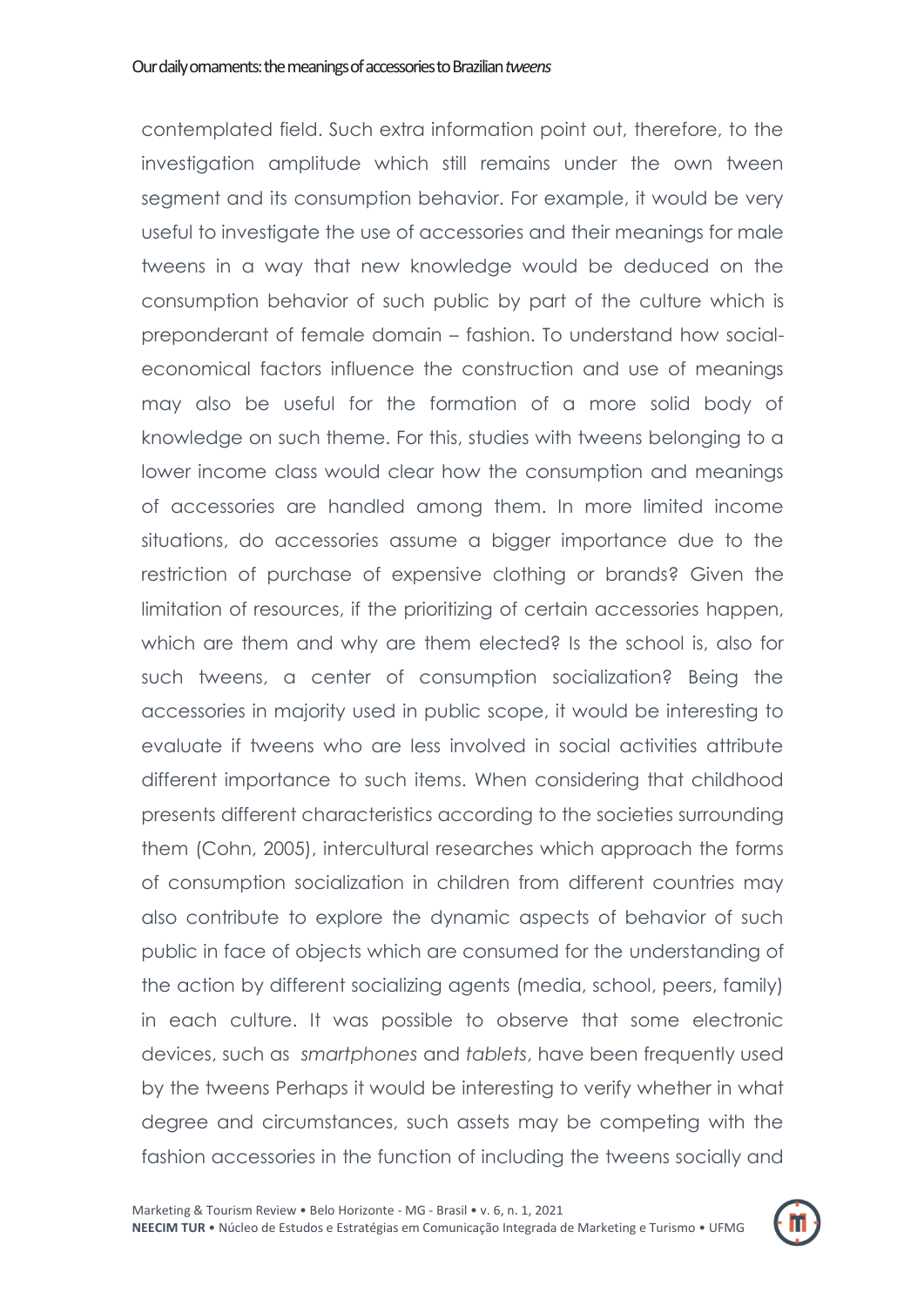contemplated field. Such extra information point out, therefore, to the investigation amplitude which still remains under the own tween segment and its consumption behavior. For example, it would be very useful to investigate the use of accessories and their meanings for male tweens in a way that new knowledge would be deduced on the consumption behavior of such public by part of the culture which is preponderant of female domain – fashion. To understand how social-economical factors influence the construction and use of meanings may also be useful for the formation of a more solid body of knowledge on such theme. For this, studies with tweens belonging to a lower income class would clear how the consumption and meanings of accessories are handled among them. In more limited income situations, do accessories assume a bigger importance due to the restriction of purchase of expensive clothing or brands? Given the limitation of resources, if the prioritizing of certain accessories happen, which are them and why are them elected? Is the school is, also for such tweens, a center of consumption socialization? Being the accessories in majority used in public scope, it would be interesting to evaluate if tweens who are less involved in social activities attribute different importance to such items. When considering that childhood presents different characteristics according to the societies surrounding them (Cohn, 2005), intercultural researches which approach the forms of consumption socialization in children from different countries may also contribute to explore the dynamic aspects of behavior of such public in face of objects which are consumed for the understanding of the action by different socializing agents (media, school, peers, family) in each culture. It was possible to observe that some electronic devices, such as *smartphones* and *tablets*, have been frequently used by the tweens Perhaps it would be interesting to verify whether in what degree and circumstances, such assets may be competing with the fashion accessories in the function of including the tweens socially and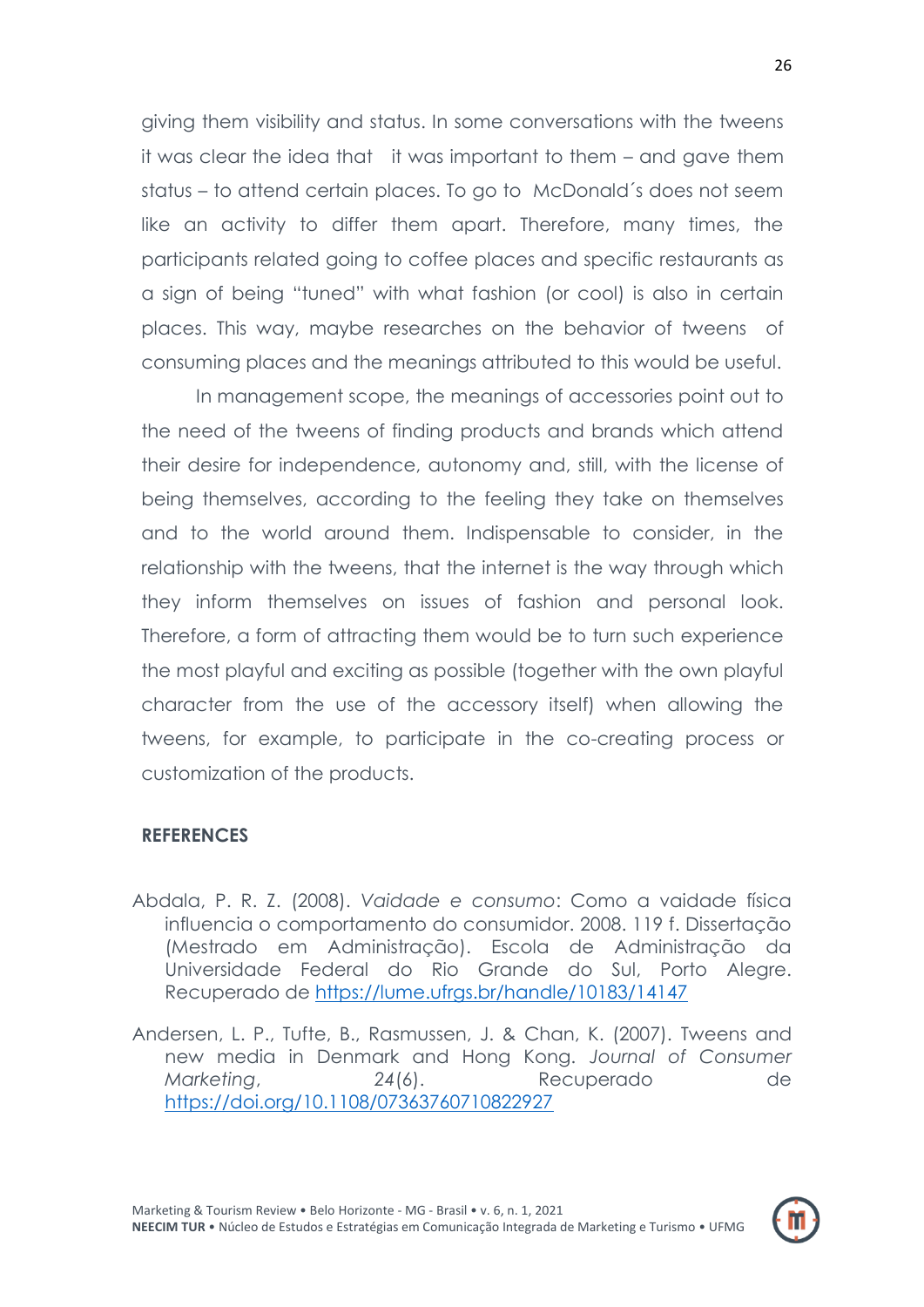giving them visibility and status. In some conversations with the tweens it was clear the idea that it was important to them – and gave them status – to attend certain places. To go to McDonald´s does not seem like an activity to differ them apart. Therefore, many times, the participants related going to coffee places and specific restaurants as a sign of being "tuned" with what fashion (or cool) is also in certain places. This way, maybe researches on the behavior of tweens of consuming places and the meanings attributed to this would be useful.

In management scope, the meanings of accessories point out to the need of the tweens of finding products and brands which attend their desire for independence, autonomy and, still, with the license of being themselves, according to the feeling they take on themselves and to the world around them. Indispensable to consider, in the relationship with the tweens, that the internet is the way through which they inform themselves on issues of fashion and personal look. Therefore, a form of attracting them would be to turn such experience the most playful and exciting as possible (together with the own playful character from the use of the accessory itself) when allowing the tweens, for example, to participate in the co-creating process or customization of the products.

## REFERENCES

Abdala, P. R. Z. (2008). *Vaidade e consumo*: Como a vaidade física influencia o comportamento do consumidor. 2008. 119 f. Dissertação (Mestrado em Administração). Escola de Administração da Universidade Federal do Rio Grande do Sul, Porto Alegre. Recuperado de https://lume.ufrgs.br/handle/10183/14147

Andersen, L. P., Tufte, B., Rasmussen, J. & Chan, K. (2007). Tweens and new media in Denmark and Hong Kong. *Journal of Consumer Marketing*, *24*(6). Recuperado de https://doi.org/10.1108/07363760710822927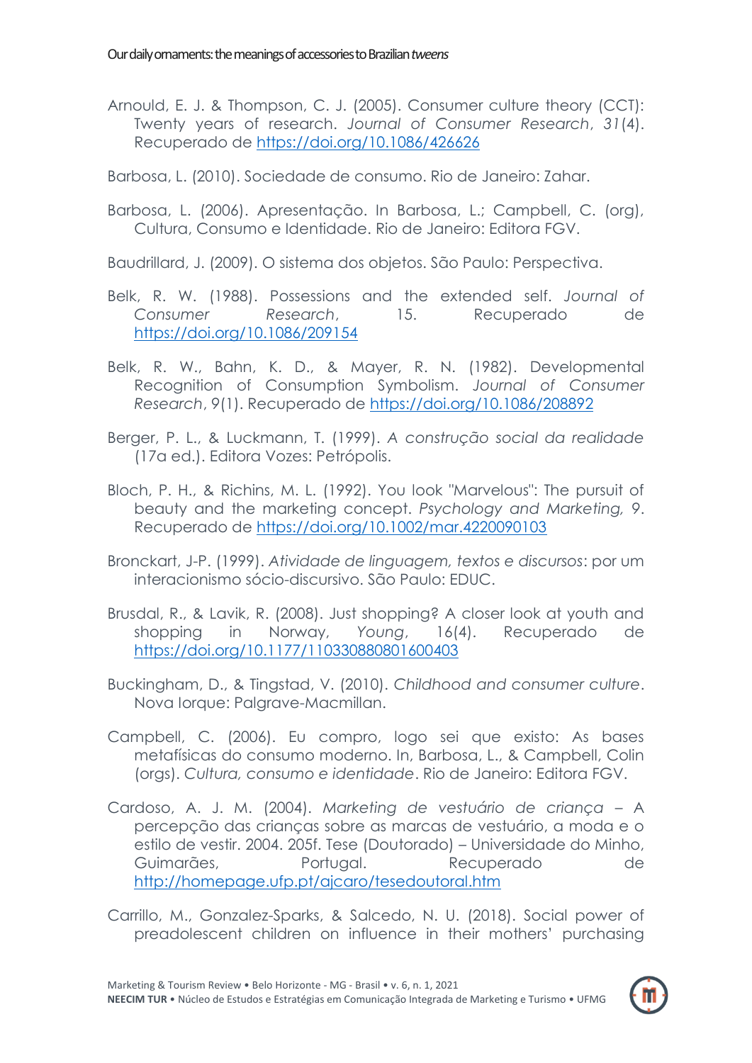Arnould, E. J. & Thompson, C. J. (2005). Consumer culture theory (CCT): Twenty years of research. *Journal of Consumer Research*, *31*(4). Recuperado de https://doi.org/10.1086/426626

Barbosa, L. (2010). Sociedade de consumo. Rio de Janeiro: Zahar.

Barbosa, L. (2006). Apresentação. In Barbosa, L.; Campbell, C. (org), Cultura, Consumo e Identidade. Rio de Janeiro: Editora FGV.

Baudrillard, J. (2009). O sistema dos objetos. São Paulo: Perspectiva.

Belk, R. W. (1988). Possessions and the extended self. *Journal of Consumer Research*, 15. Recuperado de https://doi.org/10.1086/209154

Belk, R. W., Bahn, K. D., & Mayer, R. N. (1982). Developmental Recognition of Consumption Symbolism. *Journal of Consumer Research*, 9(1). Recuperado de https://doi.org/10.1086/208892

Berger, P. L., & Luckmann, T. (1999). *A construção social da realidade* (17a ed.). Editora Vozes: Petrópolis.

Bloch, P. H., & Richins, M. L. (1992). You look "Marvelous": The pursuit of beauty and the marketing concept. *Psychology and Marketing, 9*. Recuperado de https://doi.org/10.1002/mar.4220090103

Bronckart, J-P. (1999). *Atividade de linguagem, textos e discursos*: por um interacionismo sócio-discursivo. São Paulo: EDUC.

Brusdal, R., & Lavik, R. (2008). Just shopping? A closer look at youth and shopping in Norway, *Young*, 16(4). Recuperado de https://doi.org/10.1177/110330880801600403

Buckingham, D., & Tingstad, V. (2010). *Childhood and consumer culture*. Nova Iorque: Palgrave-Macmillan.

Campbell, C. (2006). Eu compro, logo sei que existo: As bases metafísicas do consumo moderno. In, Barbosa, L., & Campbell, Colin (orgs). *Cultura, consumo e identidade*. Rio de Janeiro: Editora FGV.

Cardoso, A. J. M. (2004). *Marketing de vestuário de criança* – A percepção das crianças sobre as marcas de vestuário, a moda e o estilo de vestir. 2004. 205f. Tese (Doutorado) – Universidade do Minho, Guimarães, Portugal. Recuperado de http://homepage.ufp.pt/ajcaro/tesedoutoral.htm

Carrillo, M., Gonzalez-Sparks, & Salcedo, N. U. (2018). Social power of preadolescent children on influence in their mothers' purchasing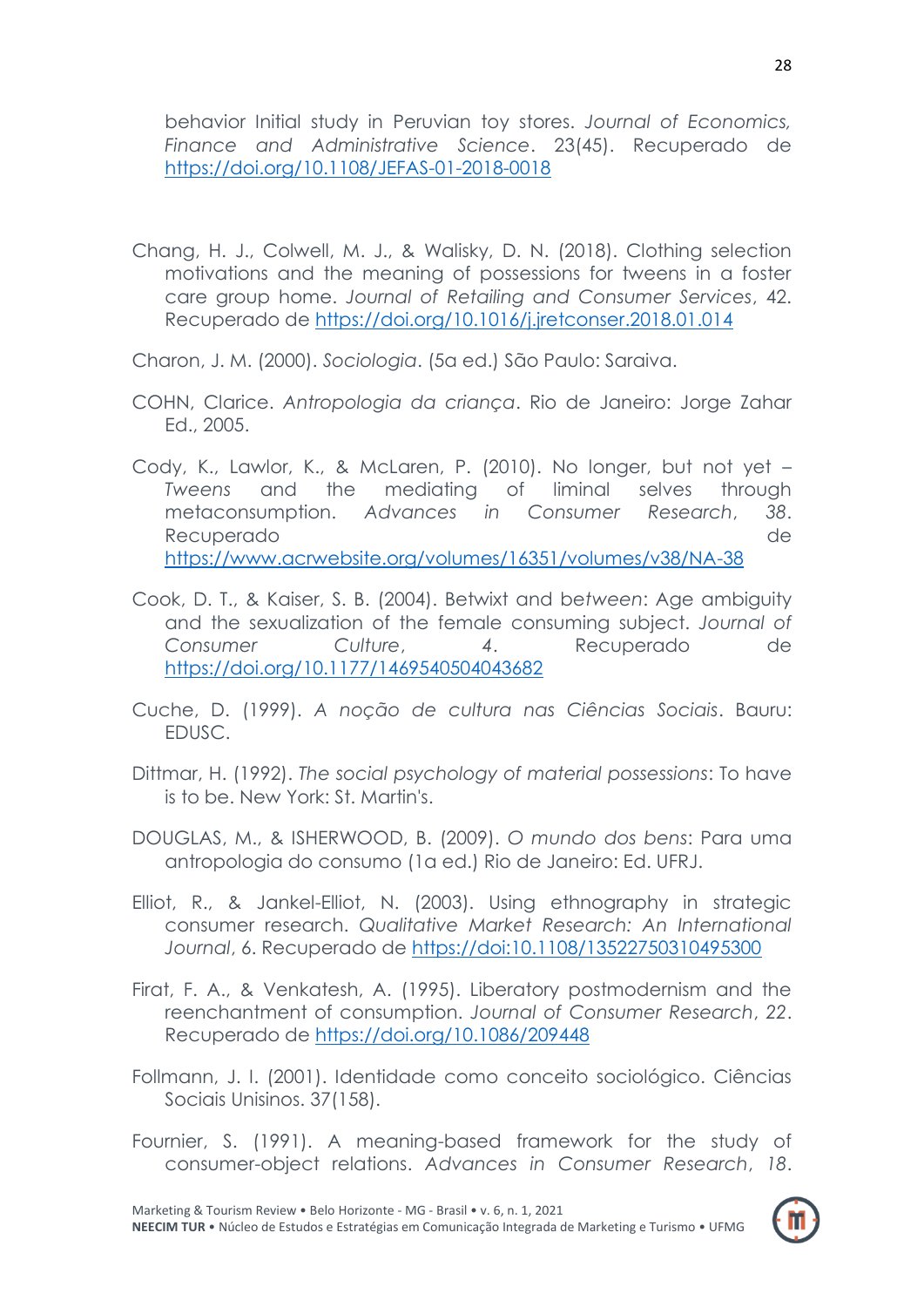behavior Initial study in Peruvian toy stores. *Journal of Economics, Finance and Administrative Science*. 23(45). Recuperado de https://doi.org/10.1108/JEFAS-01-2018-0018

Chang, H. J., Colwell, M. J., & Walisky, D. N. (2018). Clothing selection motivations and the meaning of possessions for tweens in a foster care group home. *Journal of Retailing and Consumer Services*, 42. Recuperado de https://doi.org/10.1016/j.jretconser.2018.01.014

Charon, J. M. (2000). *Sociologia*. (5a ed.) São Paulo: Saraiva.

COHN, Clarice. *Antropologia da criança*. Rio de Janeiro: Jorge Zahar Ed., 2005.

Cody, K., Lawlor, K., & McLaren, P. (2010). No longer, but not yet – *Tweens* and the mediating of liminal selves through metaconsumption. *Advances in Consumer Research*, *38*. Recuperado de https://www.acrwebsite.org/volumes/16351/volumes/v38/NA-38

Cook, D. T., & Kaiser, S. B. (2004). Betwixt and be*tween*: Age ambiguity and the sexualization of the female consuming subject. *Journal of Consumer Culture*, *4*. Recuperado de https://doi.org/10.1177/1469540504043682

Cuche, D. (1999). *A noção de cultura nas Ciências Sociais*. Bauru: EDUSC.

Dittmar, H. (1992). *The social psychology of material possessions*: To have is to be. New York: St. Martin's.

DOUGLAS, M., & ISHERWOOD, B. (2009). *O mundo dos bens*: Para uma antropologia do consumo (1a ed.) Rio de Janeiro: Ed. UFRJ.

Elliot, R., & Jankel-Elliot, N. (2003). Using ethnography in strategic consumer research. *Qualitative Market Research: An International Journal*, 6. Recuperado de https://doi:10.1108/13522750310495300

Firat, F. A., & Venkatesh, A. (1995). Liberatory postmodernism and the reenchantment of consumption. *Journal of Consumer Research*, *22*. Recuperado de https://doi.org/10.1086/209448

Follmann, J. I. (2001). Identidade como conceito sociológico. Ciências Sociais Unisinos. 37(158).

Fournier, S. (1991). A meaning-based framework for the study of consumer-object relations. *Advances in Consumer Research*, *18*.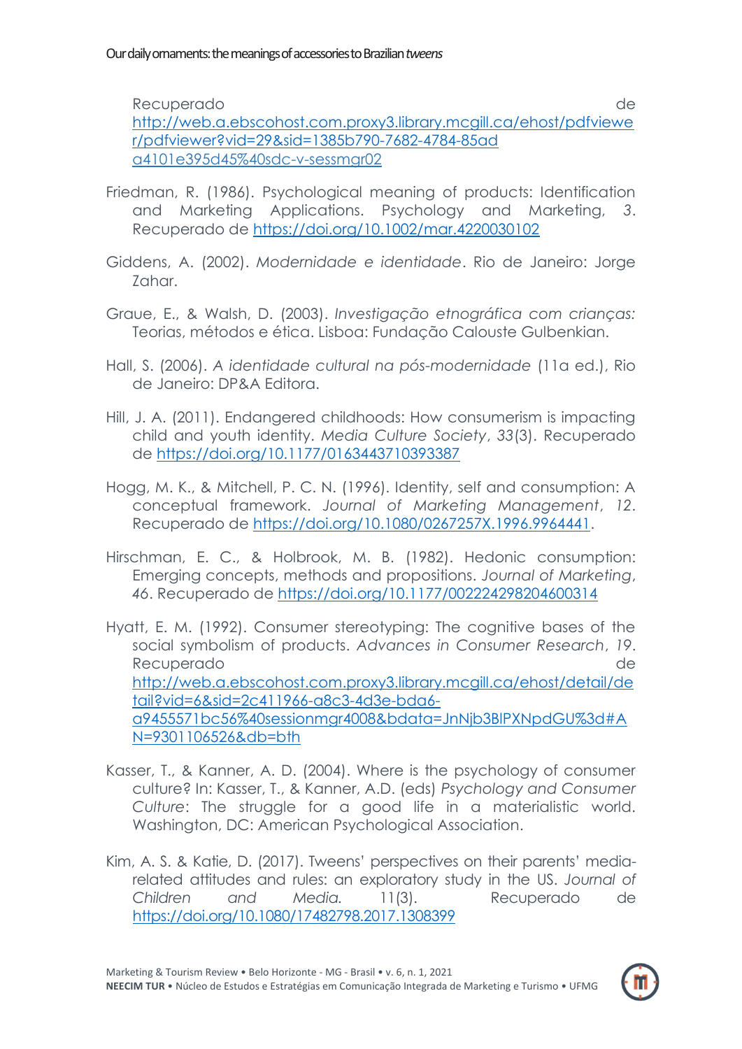Recuperado de http://web.a.ebscohost.com.proxy3.library.mcgill.ca/ehost/pdfviewer/pdfviewer?vid=29&sid=1385b790-7682-4784-85ad a4101e395d45%40sdc-v-sessmgr02

Friedman, R. (1986). Psychological meaning of products: Identification and Marketing Applications. Psychology and Marketing, 3. Recuperado de https://doi.org/10.1002/mar.4220030102

Giddens, A. (2002). *Modernidade e identidade*. Rio de Janeiro: Jorge Zahar.

Graue, E., & Walsh, D. (2003). *Investigação etnográfica com crianças:* Teorias, métodos e ética. Lisboa: Fundação Calouste Gulbenkian.

Hall, S. (2006). *A identidade cultural na pós-modernidade* (11a ed.), Rio de Janeiro: DP&A Editora.

Hill, J. A. (2011). Endangered childhoods: How consumerism is impacting child and youth identity. *Media Culture Society*, *33*(3). Recuperado de https://doi.org/10.1177/0163443710393387

Hogg, M. K., & Mitchell, P. C. N. (1996). Identity, self and consumption: A conceptual framework. *Journal of Marketing Management*, *12*. Recuperado de https://doi.org/10.1080/0267257X.1996.9964441.

Hirschman, E. C., & Holbrook, M. B. (1982). Hedonic consumption: Emerging concepts, methods and propositions. *Journal of Marketing*, *46*. Recuperado de https://doi.org/10.1177/002224298204600314

Hyatt, E. M. (1992). Consumer stereotyping: The cognitive bases of the social symbolism of products. *Advances in Consumer Research*, *19*. Recuperado de http://web.a.ebscohost.com.proxy3.library.mcgill.ca/ehost/detail/detail?vid=6&sid=2c411966-a8c3-4d3e-bda6-a9455571bc56%40sessionmgr4008&bdata=JnNjb3BlPXNpdGU%3d#AN=9301106526&db=bth

Kasser, T., & Kanner, A. D. (2004). Where is the psychology of consumer culture? In: Kasser, T., & Kanner, A.D. (eds) *Psychology and Consumer Culture*: The struggle for a good life in a materialistic world. Washington, DC: American Psychological Association.

Kim, A. S. & Katie, D. (2017). Tweens' perspectives on their parents' media-related attitudes and rules: an exploratory study in the US. *Journal of Children and Media.* 11(3). Recuperado de https://doi.org/10.1080/17482798.2017.1308399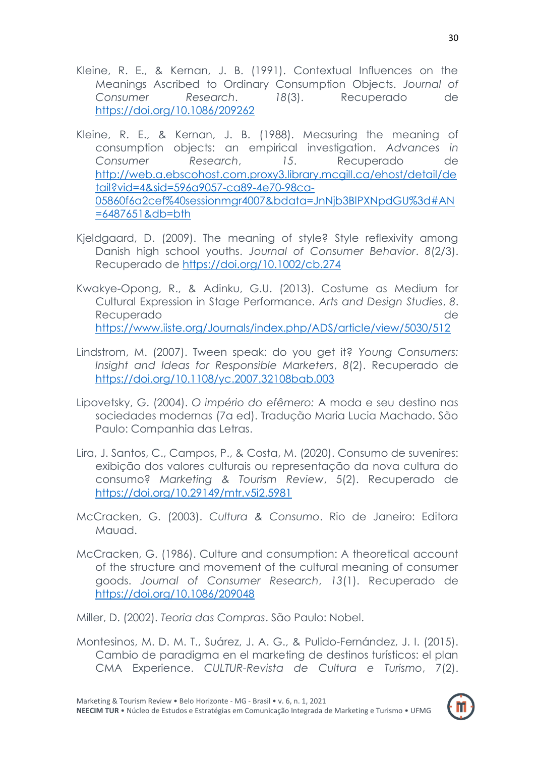Kleine, R. E., & Kernan, J. B. (1991). Contextual Influences on the Meanings Ascribed to Ordinary Consumption Objects. *Journal of Consumer Research*. *18*(3). Recuperado de https://doi.org/10.1086/209262

Kleine, R. E., & Kernan, J. B. (1988). Measuring the meaning of consumption objects: an empirical investigation. *Advances in Consumer Research*, *15*. Recuperado de http://web.a.ebscohost.com.proxy3.library.mcgill.ca/ehost/detail/detail?vid=4&sid=596a9057-ca89-4e70-98ca-05860f6a2cef%40sessionmgr4007&bdata=JnNjb3BlPXNpdGU%3d#AN=6487651&db=bth

Kjeldgaard, D. (2009). The meaning of style? Style reflexivity among Danish high school youths. *Journal of Consumer Behavior*. *8*(2/3). Recuperado de https://doi.org/10.1002/cb.274

Kwakye-Opong, R., & Adinku, G.U. (2013). Costume as Medium for Cultural Expression in Stage Performance. *Arts and Design Studies*, *8*. Recuperado de https://www.iiste.org/Journals/index.php/ADS/article/view/5030/512

Lindstrom, M. (2007). Tween speak: do you get it? *Young Consumers: Insight and Ideas for Responsible Marketers*, *8*(2). Recuperado de https://doi.org/10.1108/yc.2007.32108bab.003

Lipovetsky, G. (2004). *O império do efêmero:* A moda e seu destino nas sociedades modernas (7a ed). Tradução Maria Lucia Machado. São Paulo: Companhia das Letras.

Lira, J. Santos, C., Campos, P., & Costa, M. (2020). Consumo de suvenires: exibição dos valores culturais ou representação da nova cultura do consumo? *Marketing & Tourism Review*, *5*(2). Recuperado de https://doi.org/10.29149/mtr.v5i2.5981

McCracken, G. (2003). *Cultura & Consumo*. Rio de Janeiro: Editora Mauad.

McCracken, G. (1986). Culture and consumption: A theoretical account of the structure and movement of the cultural meaning of consumer goods. *Journal of Consumer Research*, *13*(1). Recuperado de https://doi.org/10.1086/209048

Miller, D. (2002). *Teoria das Compras*. São Paulo: Nobel.

Montesinos, M. D. M. T., Suárez, J. A. G., & Pulido-Fernández, J. I. (2015). Cambio de paradigma en el marketing de destinos turísticos: el plan CMA Experience. *CULTUR-Revista de Cultura e Turismo*, *7*(2).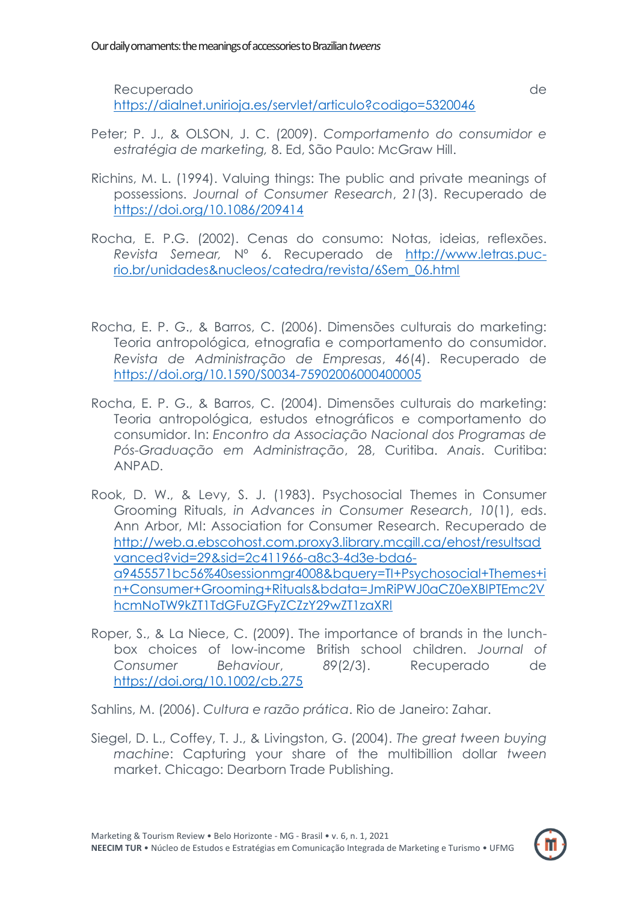Recuperado de https://dialnet.unirioja.es/servlet/articulo?codigo=5320046

Peter; P. J., & OLSON, J. C. (2009). *Comportamento do consumidor e estratégia de marketing,* 8. Ed, São Paulo: McGraw Hill.

Richins, M. L. (1994). Valuing things: The public and private meanings of possessions. *Journal of Consumer Research*, *21*(3). Recuperado de https://doi.org/10.1086/209414

Rocha, E. P.G. (2002). Cenas do consumo: Notas, ideias, reflexões. *Revista Semear,* Nº 6. Recuperado de http://www.letras.puc-rio.br/unidades&nucleos/catedra/revista/6Sem_06.html

Rocha, E. P. G., & Barros, C. (2006). Dimensões culturais do marketing: Teoria antropológica, etnografia e comportamento do consumidor. *Revista de Administração de Empresas*, *46*(4). Recuperado de https://doi.org/10.1590/S0034-75902006000400005

Rocha, E. P. G., & Barros, C. (2004). Dimensões culturais do marketing: Teoria antropológica, estudos etnográficos e comportamento do consumidor. In: *Encontro da Associação Nacional dos Programas de Pós-Graduação em Administração*, 28, Curitiba. *Anais*. Curitiba: ANPAD.

Rook, D. W., & Levy, S. J. (1983). Psychosocial Themes in Consumer Grooming Rituals, *in Advances in Consumer Research*, *10*(1), eds. Ann Arbor, MI: Association for Consumer Research. Recuperado de http://web.a.ebscohost.com.proxy3.library.mcgill.ca/ehost/resultsadvanced?vid=29&sid=2c411966-a8c3-4d3e-bda6-a9455571bc56%40sessionmgr4008&bquery=TI+Psychosocial+Themes+in+Consumer+Grooming+Rituals&bdata=JmRiPWJ0aCZ0eXBlPTEmc2VhcmNoTW9kZT1TdGFuZGFyZCZzY29wZT1zaXRl

Roper, S., & La Niece, C. (2009). The importance of brands in the lunch-box choices of low-income British school children. *Journal of Consumer Behaviour*, *89*(2/3). Recuperado de https://doi.org/10.1002/cb.275

Sahlins, M. (2006). *Cultura e razão prática*. Rio de Janeiro: Zahar.

Siegel, D. L., Coffey, T. J., & Livingston, G. (2004). *The great tween buying machine*: Capturing your share of the multibillion dollar *tween* market. Chicago: Dearborn Trade Publishing.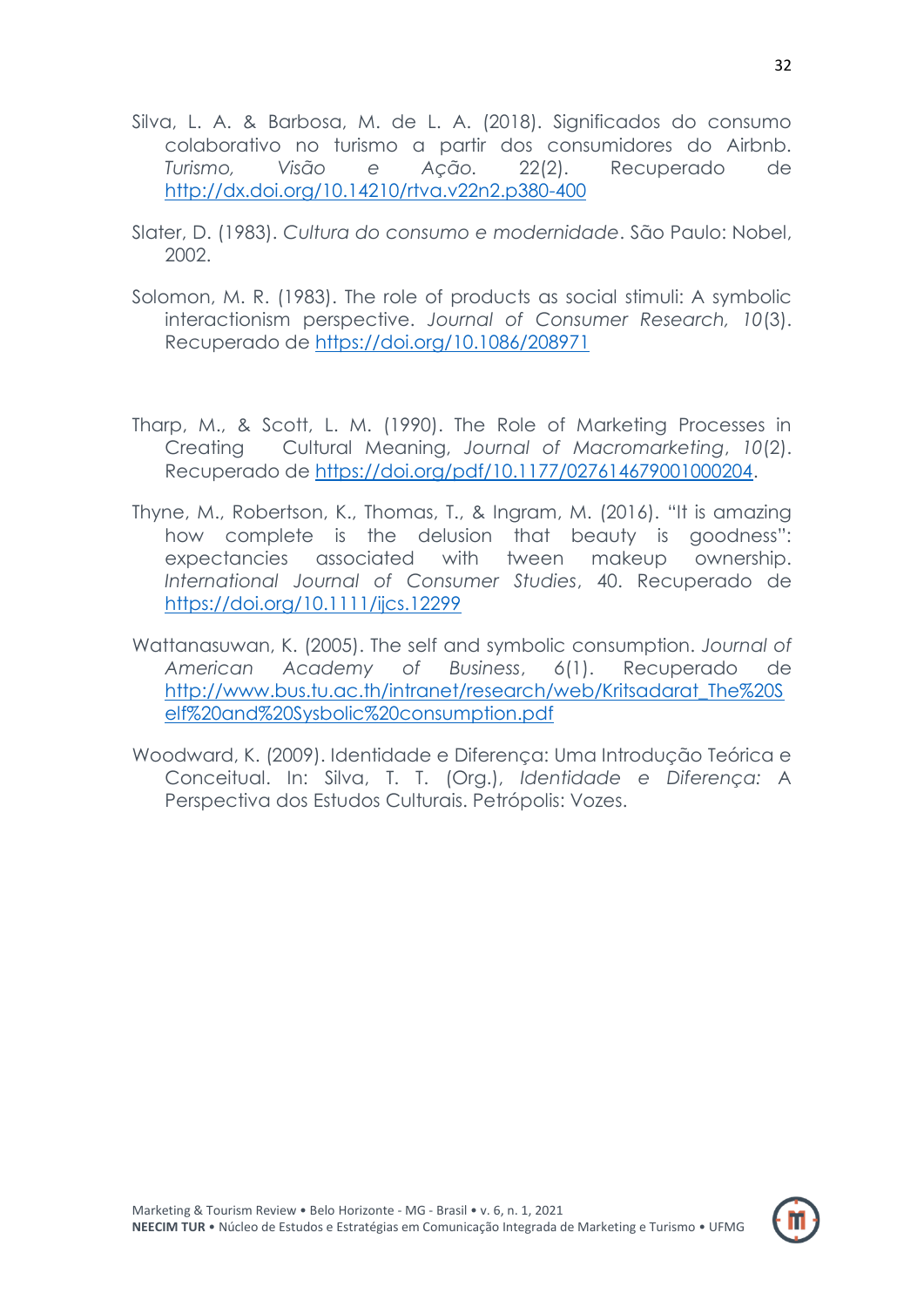Silva, L. A. & Barbosa, M. de L. A. (2018). Significados do consumo colaborativo no turismo a partir dos consumidores do Airbnb. *Turismo, Visão e Ação*. 22(2). Recuperado de http://dx.doi.org/10.14210/rtva.v22n2.p380-400

Slater, D. (1983). *Cultura do consumo e modernidade*. São Paulo: Nobel, 2002.

Solomon, M. R. (1983). The role of products as social stimuli: A symbolic interactionism perspective. *Journal of Consumer Research, 10*(3). Recuperado de https://doi.org/10.1086/208971

Tharp, M., & Scott, L. M. (1990). The Role of Marketing Processes in Creating Cultural Meaning, *Journal of Macromarketing*, *10*(2). Recuperado de https://doi.org/pdf/10.1177/027614679001000204.

Thyne, M., Robertson, K., Thomas, T., & Ingram, M. (2016). "It is amazing how complete is the delusion that beauty is goodness": expectancies associated with tween makeup ownership. *International Journal of Consumer Studies*, 40. Recuperado de https://doi.org/10.1111/ijcs.12299

Wattanasuwan, K. (2005). The self and symbolic consumption. *Journal of American Academy of Business*, 6(1). Recuperado de http://www.bus.tu.ac.th/intranet/research/web/Kritsadarat_The%20Self%20and%20Sysbolic%20consumption.pdf

Woodward, K. (2009). Identidade e Diferença: Uma Introdução Teórica e Conceitual. In: Silva, T. T. (Org.), *Identidade e Diferença:* A Perspectiva dos Estudos Culturais. Petrópolis: Vozes.